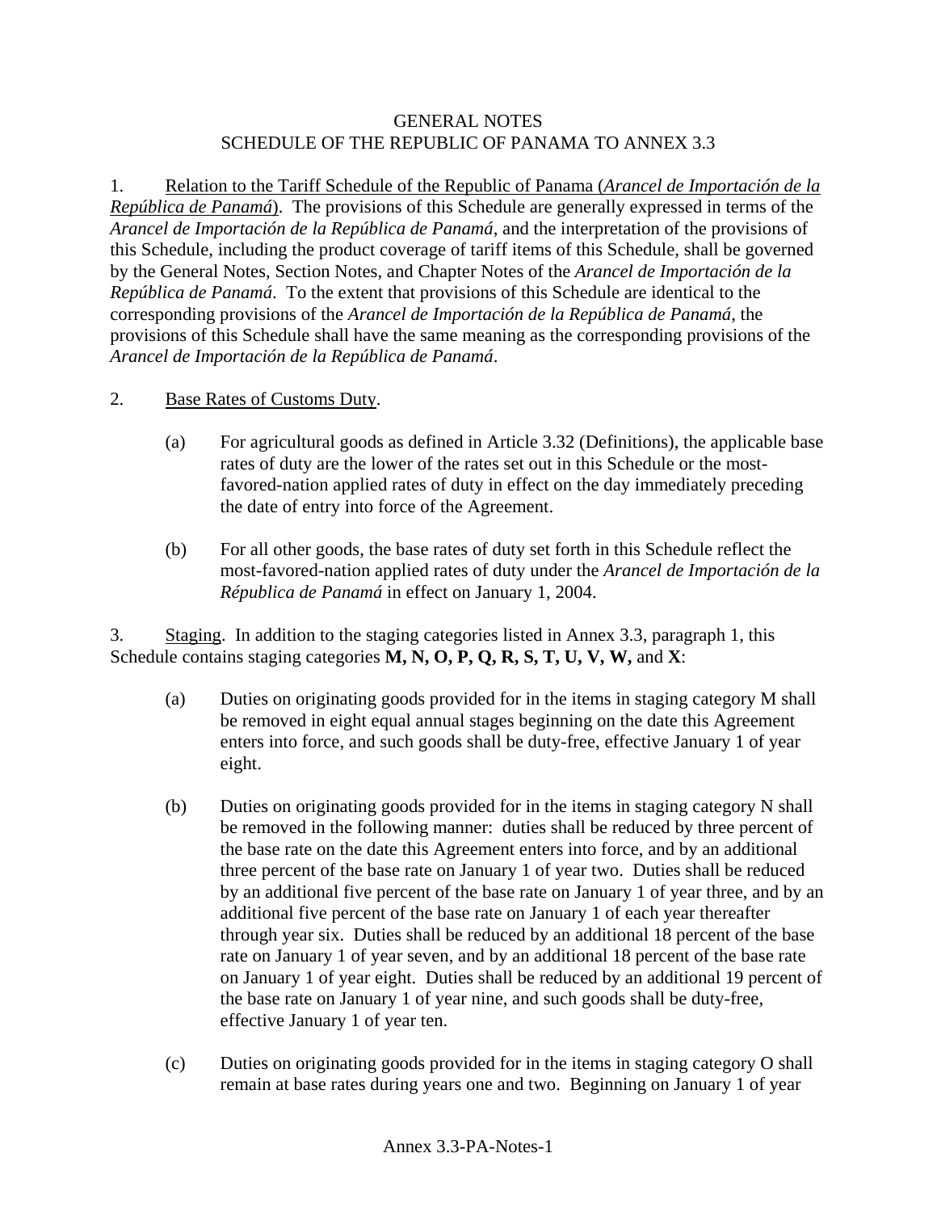GENERAL NOTES
SCHEDULE OF THE REPUBLIC OF PANAMA TO ANNEX 3.3

1. Relation to the Tariff Schedule of the Republic of Panama (*Arancel de Importación de la República de Panamá*). The provisions of this Schedule are generally expressed in terms of the *Arancel de Importación de la República de Panamá*, and the interpretation of the provisions of this Schedule, including the product coverage of tariff items of this Schedule, shall be governed by the General Notes, Section Notes, and Chapter Notes of the *Arancel de Importación de la República de Panamá*. To the extent that provisions of this Schedule are identical to the corresponding provisions of the *Arancel de Importación de la República de Panamá*, the provisions of this Schedule shall have the same meaning as the corresponding provisions of the *Arancel de Importación de la República de Panamá*.

2. Base Rates of Customs Duty.

(a) For agricultural goods as defined in Article 3.32 (Definitions), the applicable base rates of duty are the lower of the rates set out in this Schedule or the most-favored-nation applied rates of duty in effect on the day immediately preceding the date of entry into force of the Agreement.

(b) For all other goods, the base rates of duty set forth in this Schedule reflect the most-favored-nation applied rates of duty under the *Arancel de Importación de la Républica de Panamá* in effect on January 1, 2004.

3. Staging. In addition to the staging categories listed in Annex 3.3, paragraph 1, this Schedule contains staging categories **M, N, O, P, Q, R, S, T, U, V, W,** and **X**:

(a) Duties on originating goods provided for in the items in staging category M shall be removed in eight equal annual stages beginning on the date this Agreement enters into force, and such goods shall be duty-free, effective January 1 of year eight.

(b) Duties on originating goods provided for in the items in staging category N shall be removed in the following manner: duties shall be reduced by three percent of the base rate on the date this Agreement enters into force, and by an additional three percent of the base rate on January 1 of year two. Duties shall be reduced by an additional five percent of the base rate on January 1 of year three, and by an additional five percent of the base rate on January 1 of each year thereafter through year six. Duties shall be reduced by an additional 18 percent of the base rate on January 1 of year seven, and by an additional 18 percent of the base rate on January 1 of year eight. Duties shall be reduced by an additional 19 percent of the base rate on January 1 of year nine, and such goods shall be duty-free, effective January 1 of year ten.

(c) Duties on originating goods provided for in the items in staging category O shall remain at base rates during years one and two. Beginning on January 1 of year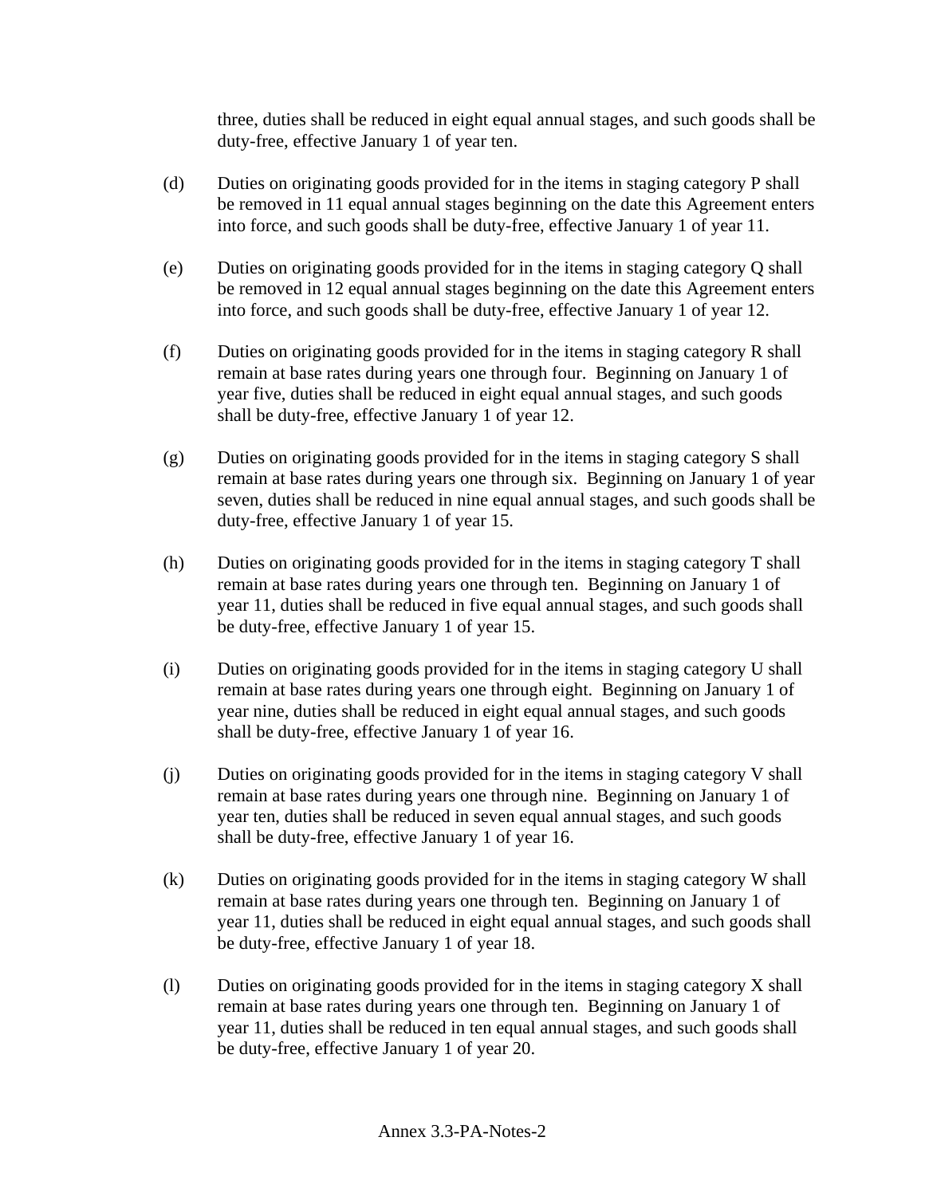three, duties shall be reduced in eight equal annual stages, and such goods shall be duty-free, effective January 1 of year ten.

(d) Duties on originating goods provided for in the items in staging category P shall be removed in 11 equal annual stages beginning on the date this Agreement enters into force, and such goods shall be duty-free, effective January 1 of year 11.

(e) Duties on originating goods provided for in the items in staging category Q shall be removed in 12 equal annual stages beginning on the date this Agreement enters into force, and such goods shall be duty-free, effective January 1 of year 12.

(f) Duties on originating goods provided for in the items in staging category R shall remain at base rates during years one through four. Beginning on January 1 of year five, duties shall be reduced in eight equal annual stages, and such goods shall be duty-free, effective January 1 of year 12.

(g) Duties on originating goods provided for in the items in staging category S shall remain at base rates during years one through six. Beginning on January 1 of year seven, duties shall be reduced in nine equal annual stages, and such goods shall be duty-free, effective January 1 of year 15.

(h) Duties on originating goods provided for in the items in staging category T shall remain at base rates during years one through ten. Beginning on January 1 of year 11, duties shall be reduced in five equal annual stages, and such goods shall be duty-free, effective January 1 of year 15.

(i) Duties on originating goods provided for in the items in staging category U shall remain at base rates during years one through eight. Beginning on January 1 of year nine, duties shall be reduced in eight equal annual stages, and such goods shall be duty-free, effective January 1 of year 16.

(j) Duties on originating goods provided for in the items in staging category V shall remain at base rates during years one through nine. Beginning on January 1 of year ten, duties shall be reduced in seven equal annual stages, and such goods shall be duty-free, effective January 1 of year 16.

(k) Duties on originating goods provided for in the items in staging category W shall remain at base rates during years one through ten. Beginning on January 1 of year 11, duties shall be reduced in eight equal annual stages, and such goods shall be duty-free, effective January 1 of year 18.

(l) Duties on originating goods provided for in the items in staging category X shall remain at base rates during years one through ten. Beginning on January 1 of year 11, duties shall be reduced in ten equal annual stages, and such goods shall be duty-free, effective January 1 of year 20.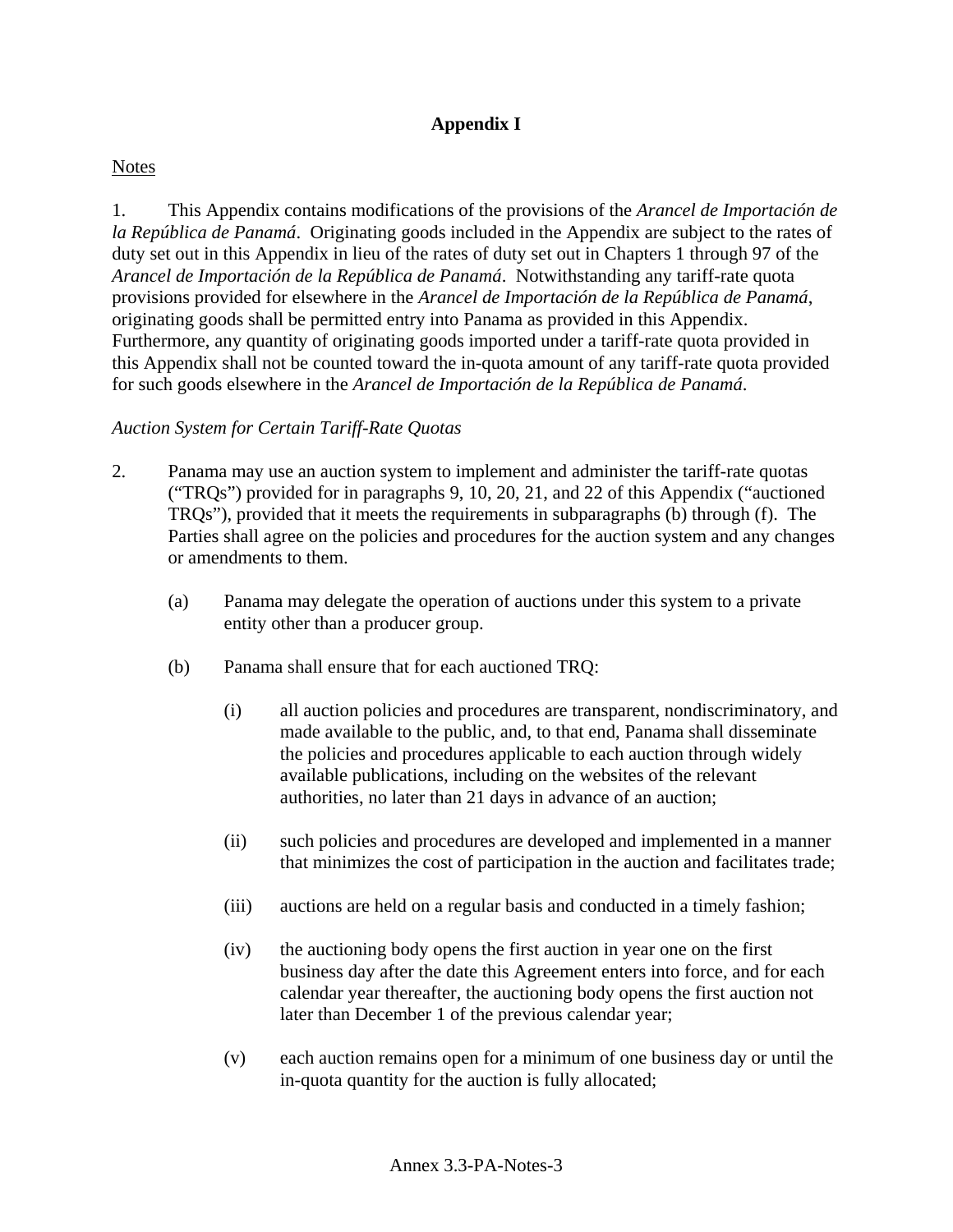# Appendix I

Notes

1. This Appendix contains modifications of the provisions of the *Arancel de Importación de la República de Panamá*. Originating goods included in the Appendix are subject to the rates of duty set out in this Appendix in lieu of the rates of duty set out in Chapters 1 through 97 of the *Arancel de Importación de la República de Panamá*. Notwithstanding any tariff-rate quota provisions provided for elsewhere in the *Arancel de Importación de la República de Panamá*, originating goods shall be permitted entry into Panama as provided in this Appendix. Furthermore, any quantity of originating goods imported under a tariff-rate quota provided in this Appendix shall not be counted toward the in-quota amount of any tariff-rate quota provided for such goods elsewhere in the *Arancel de Importación de la República de Panamá*.

*Auction System for Certain Tariff-Rate Quotas*

2. Panama may use an auction system to implement and administer the tariff-rate quotas ("TRQs") provided for in paragraphs 9, 10, 20, 21, and 22 of this Appendix ("auctioned TRQs"), provided that it meets the requirements in subparagraphs (b) through (f). The Parties shall agree on the policies and procedures for the auction system and any changes or amendments to them.

   (a) Panama may delegate the operation of auctions under this system to a private entity other than a producer group.

   (b) Panama shall ensure that for each auctioned TRQ:

      (i) all auction policies and procedures are transparent, nondiscriminatory, and made available to the public, and, to that end, Panama shall disseminate the policies and procedures applicable to each auction through widely available publications, including on the websites of the relevant authorities, no later than 21 days in advance of an auction;

      (ii) such policies and procedures are developed and implemented in a manner that minimizes the cost of participation in the auction and facilitates trade;

      (iii) auctions are held on a regular basis and conducted in a timely fashion;

      (iv) the auctioning body opens the first auction in year one on the first business day after the date this Agreement enters into force, and for each calendar year thereafter, the auctioning body opens the first auction not later than December 1 of the previous calendar year;

      (v) each auction remains open for a minimum of one business day or until the in-quota quantity for the auction is fully allocated;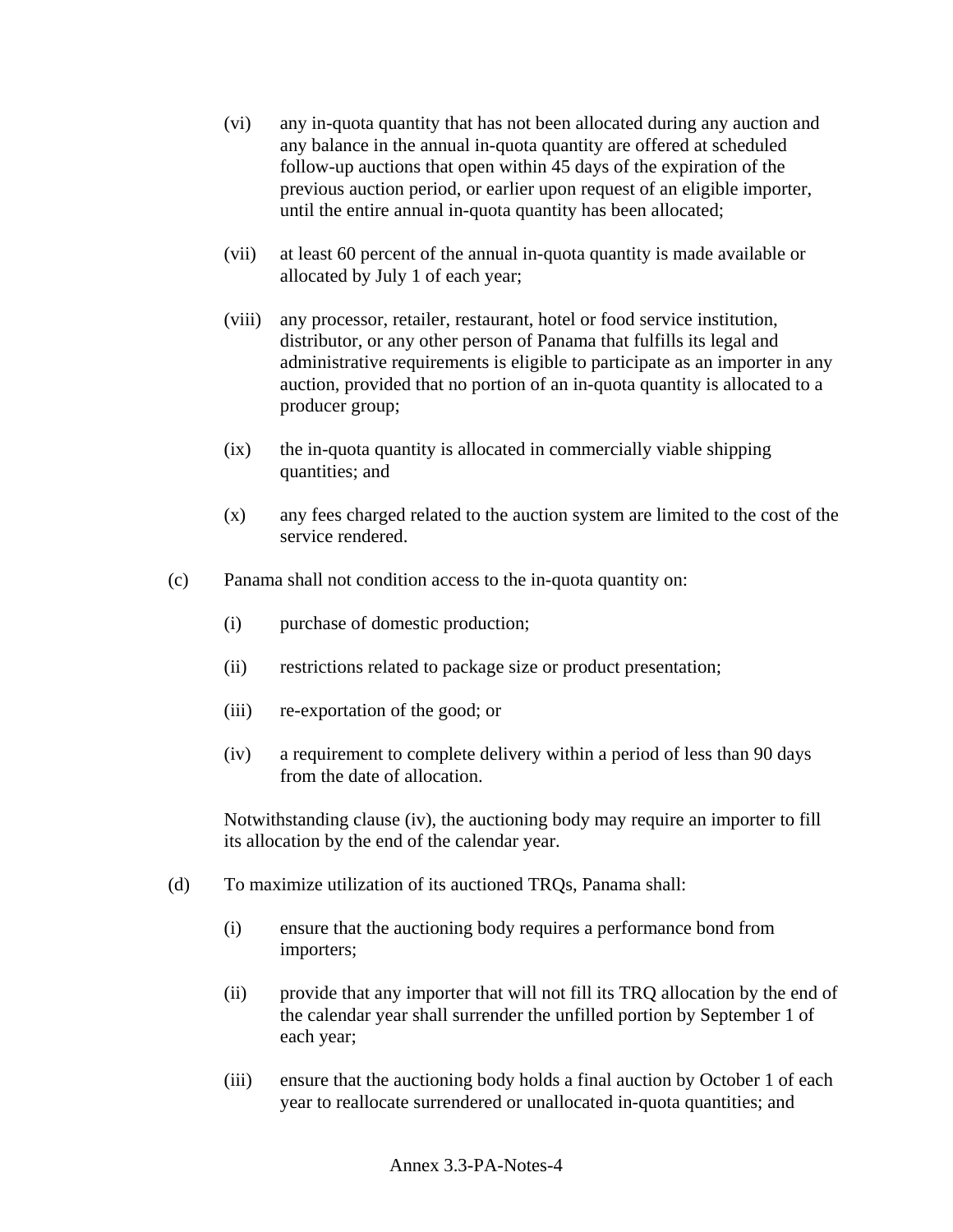(vi) any in-quota quantity that has not been allocated during any auction and any balance in the annual in-quota quantity are offered at scheduled follow-up auctions that open within 45 days of the expiration of the previous auction period, or earlier upon request of an eligible importer, until the entire annual in-quota quantity has been allocated;

(vii) at least 60 percent of the annual in-quota quantity is made available or allocated by July 1 of each year;

(viii) any processor, retailer, restaurant, hotel or food service institution, distributor, or any other person of Panama that fulfills its legal and administrative requirements is eligible to participate as an importer in any auction, provided that no portion of an in-quota quantity is allocated to a producer group;

(ix) the in-quota quantity is allocated in commercially viable shipping quantities; and

(x) any fees charged related to the auction system are limited to the cost of the service rendered.

(c) Panama shall not condition access to the in-quota quantity on:

(i) purchase of domestic production;

(ii) restrictions related to package size or product presentation;

(iii) re-exportation of the good; or

(iv) a requirement to complete delivery within a period of less than 90 days from the date of allocation.

Notwithstanding clause (iv), the auctioning body may require an importer to fill its allocation by the end of the calendar year.

(d) To maximize utilization of its auctioned TRQs, Panama shall:

(i) ensure that the auctioning body requires a performance bond from importers;

(ii) provide that any importer that will not fill its TRQ allocation by the end of the calendar year shall surrender the unfilled portion by September 1 of each year;

(iii) ensure that the auctioning body holds a final auction by October 1 of each year to reallocate surrendered or unallocated in-quota quantities; and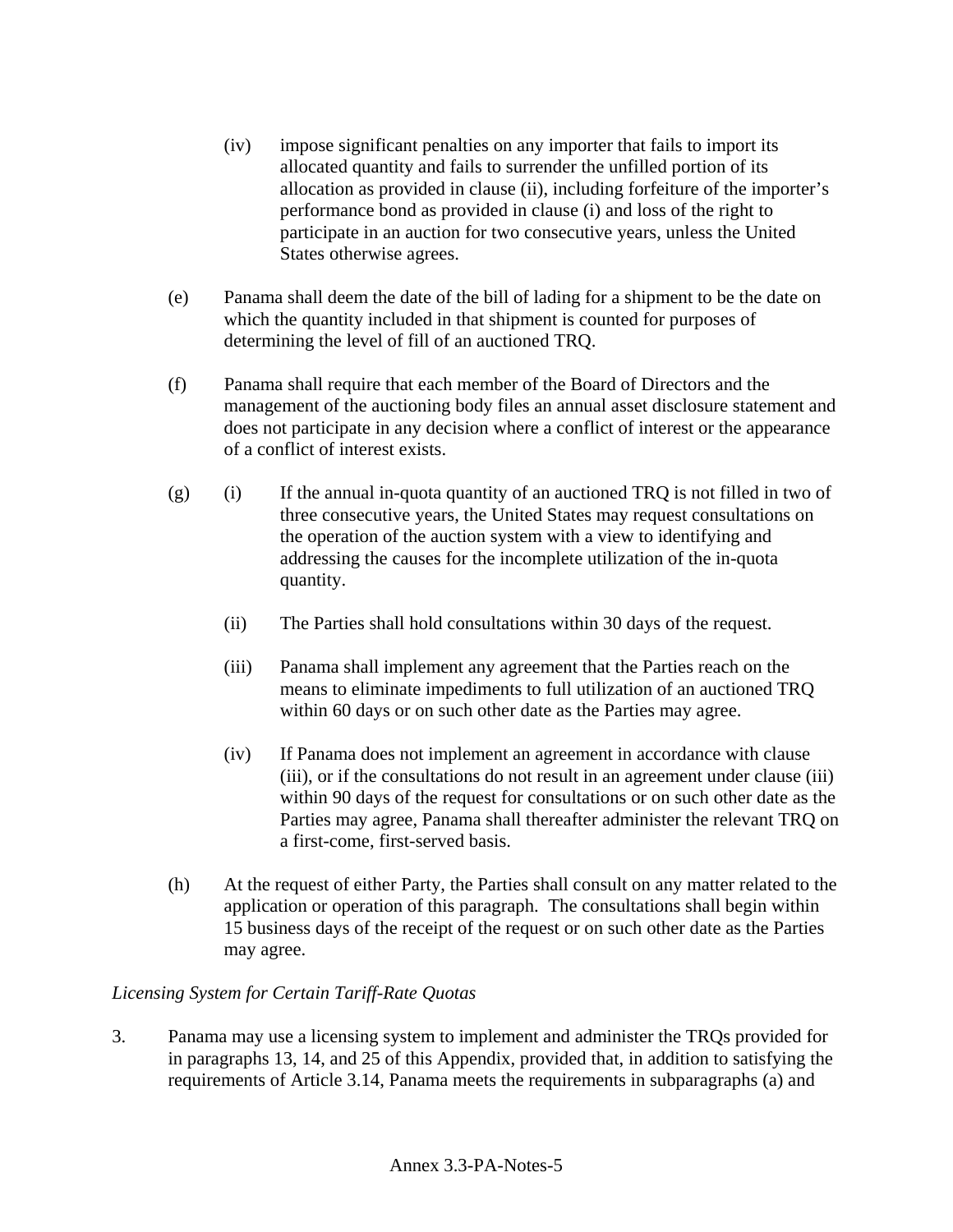(iv) impose significant penalties on any importer that fails to import its allocated quantity and fails to surrender the unfilled portion of its allocation as provided in clause (ii), including forfeiture of the importer's performance bond as provided in clause (i) and loss of the right to participate in an auction for two consecutive years, unless the United States otherwise agrees.

(e) Panama shall deem the date of the bill of lading for a shipment to be the date on which the quantity included in that shipment is counted for purposes of determining the level of fill of an auctioned TRQ.

(f) Panama shall require that each member of the Board of Directors and the management of the auctioning body files an annual asset disclosure statement and does not participate in any decision where a conflict of interest or the appearance of a conflict of interest exists.

(g) (i) If the annual in-quota quantity of an auctioned TRQ is not filled in two of three consecutive years, the United States may request consultations on the operation of the auction system with a view to identifying and addressing the causes for the incomplete utilization of the in-quota quantity.

(ii) The Parties shall hold consultations within 30 days of the request.

(iii) Panama shall implement any agreement that the Parties reach on the means to eliminate impediments to full utilization of an auctioned TRQ within 60 days or on such other date as the Parties may agree.

(iv) If Panama does not implement an agreement in accordance with clause (iii), or if the consultations do not result in an agreement under clause (iii) within 90 days of the request for consultations or on such other date as the Parties may agree, Panama shall thereafter administer the relevant TRQ on a first-come, first-served basis.

(h) At the request of either Party, the Parties shall consult on any matter related to the application or operation of this paragraph. The consultations shall begin within 15 business days of the receipt of the request or on such other date as the Parties may agree.

*Licensing System for Certain Tariff-Rate Quotas*

3. Panama may use a licensing system to implement and administer the TRQs provided for in paragraphs 13, 14, and 25 of this Appendix, provided that, in addition to satisfying the requirements of Article 3.14, Panama meets the requirements in subparagraphs (a) and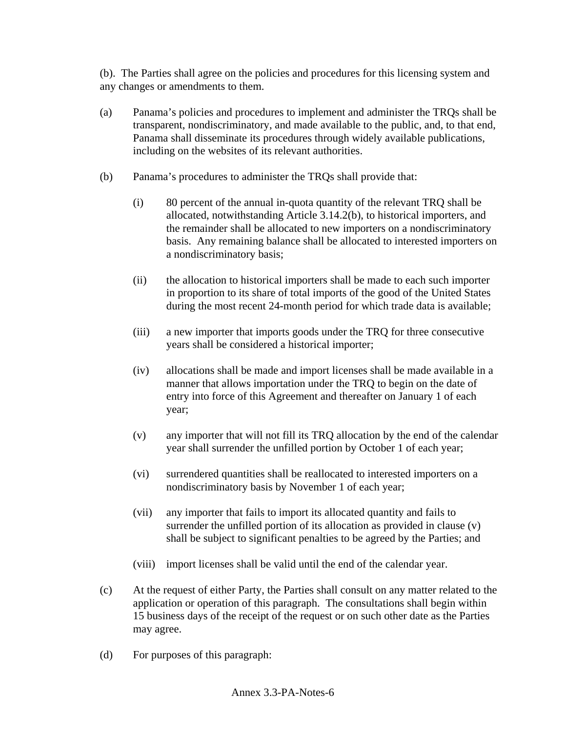(b). The Parties shall agree on the policies and procedures for this licensing system and any changes or amendments to them.

(a) Panama's policies and procedures to implement and administer the TRQs shall be transparent, nondiscriminatory, and made available to the public, and, to that end, Panama shall disseminate its procedures through widely available publications, including on the websites of its relevant authorities.

(b) Panama's procedures to administer the TRQs shall provide that:

(i) 80 percent of the annual in-quota quantity of the relevant TRQ shall be allocated, notwithstanding Article 3.14.2(b), to historical importers, and the remainder shall be allocated to new importers on a nondiscriminatory basis. Any remaining balance shall be allocated to interested importers on a nondiscriminatory basis;

(ii) the allocation to historical importers shall be made to each such importer in proportion to its share of total imports of the good of the United States during the most recent 24-month period for which trade data is available;

(iii) a new importer that imports goods under the TRQ for three consecutive years shall be considered a historical importer;

(iv) allocations shall be made and import licenses shall be made available in a manner that allows importation under the TRQ to begin on the date of entry into force of this Agreement and thereafter on January 1 of each year;

(v) any importer that will not fill its TRQ allocation by the end of the calendar year shall surrender the unfilled portion by October 1 of each year;

(vi) surrendered quantities shall be reallocated to interested importers on a nondiscriminatory basis by November 1 of each year;

(vii) any importer that fails to import its allocated quantity and fails to surrender the unfilled portion of its allocation as provided in clause (v) shall be subject to significant penalties to be agreed by the Parties; and

(viii) import licenses shall be valid until the end of the calendar year.

(c) At the request of either Party, the Parties shall consult on any matter related to the application or operation of this paragraph. The consultations shall begin within 15 business days of the receipt of the request or on such other date as the Parties may agree.

(d) For purposes of this paragraph: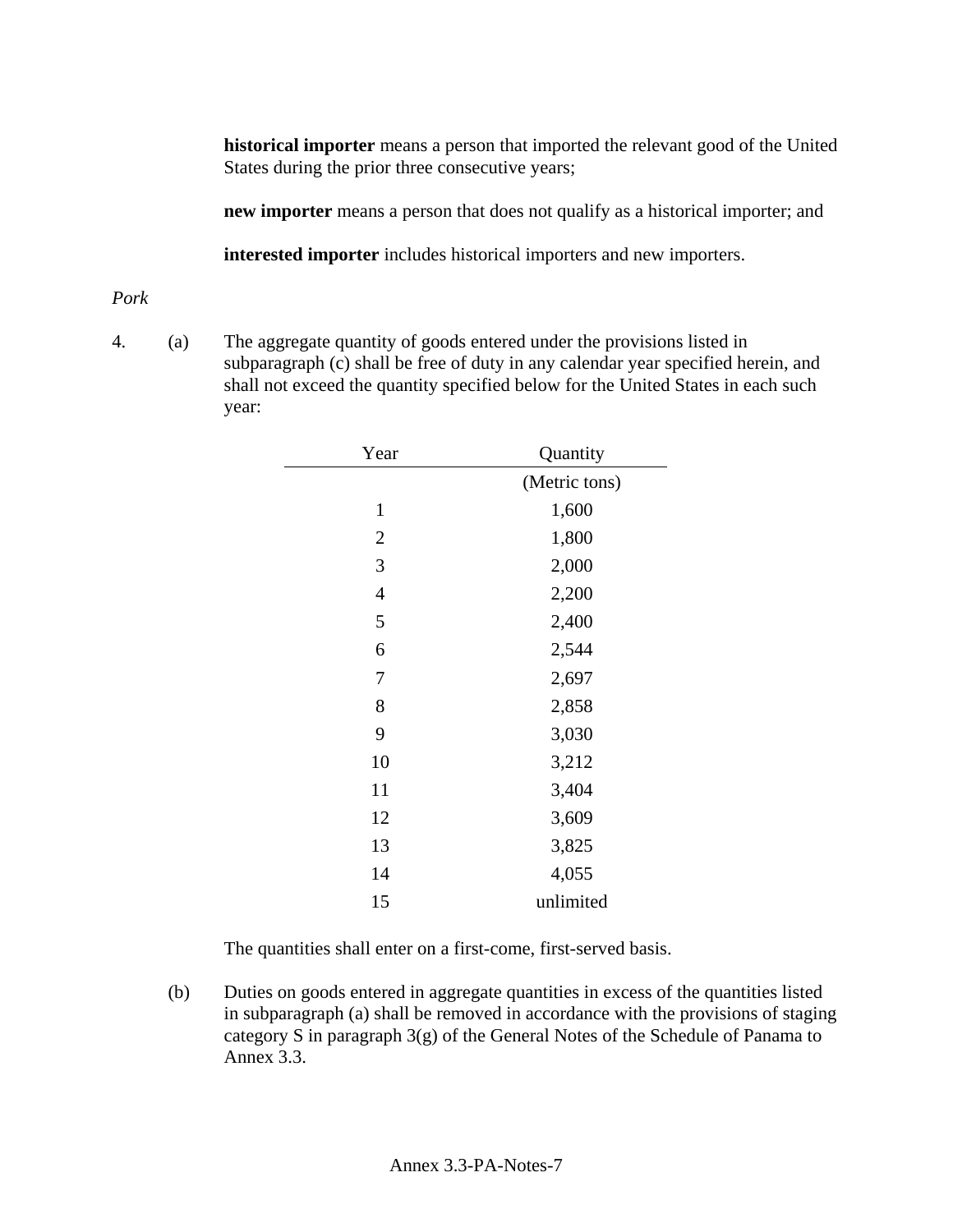**historical importer** means a person that imported the relevant good of the United States during the prior three consecutive years;

**new importer** means a person that does not qualify as a historical importer; and

**interested importer** includes historical importers and new importers.

*Pork*

4. (a) The aggregate quantity of goods entered under the provisions listed in subparagraph (c) shall be free of duty in any calendar year specified herein, and shall not exceed the quantity specified below for the United States in each such year:

| Year | Quantity |
|---|---|
| | (Metric tons) |
| 1 | 1,600 |
| 2 | 1,800 |
| 3 | 2,000 |
| 4 | 2,200 |
| 5 | 2,400 |
| 6 | 2,544 |
| 7 | 2,697 |
| 8 | 2,858 |
| 9 | 3,030 |
| 10 | 3,212 |
| 11 | 3,404 |
| 12 | 3,609 |
| 13 | 3,825 |
| 14 | 4,055 |
| 15 | unlimited |

The quantities shall enter on a first-come, first-served basis.

(b) Duties on goods entered in aggregate quantities in excess of the quantities listed in subparagraph (a) shall be removed in accordance with the provisions of staging category S in paragraph 3(g) of the General Notes of the Schedule of Panama to Annex 3.3.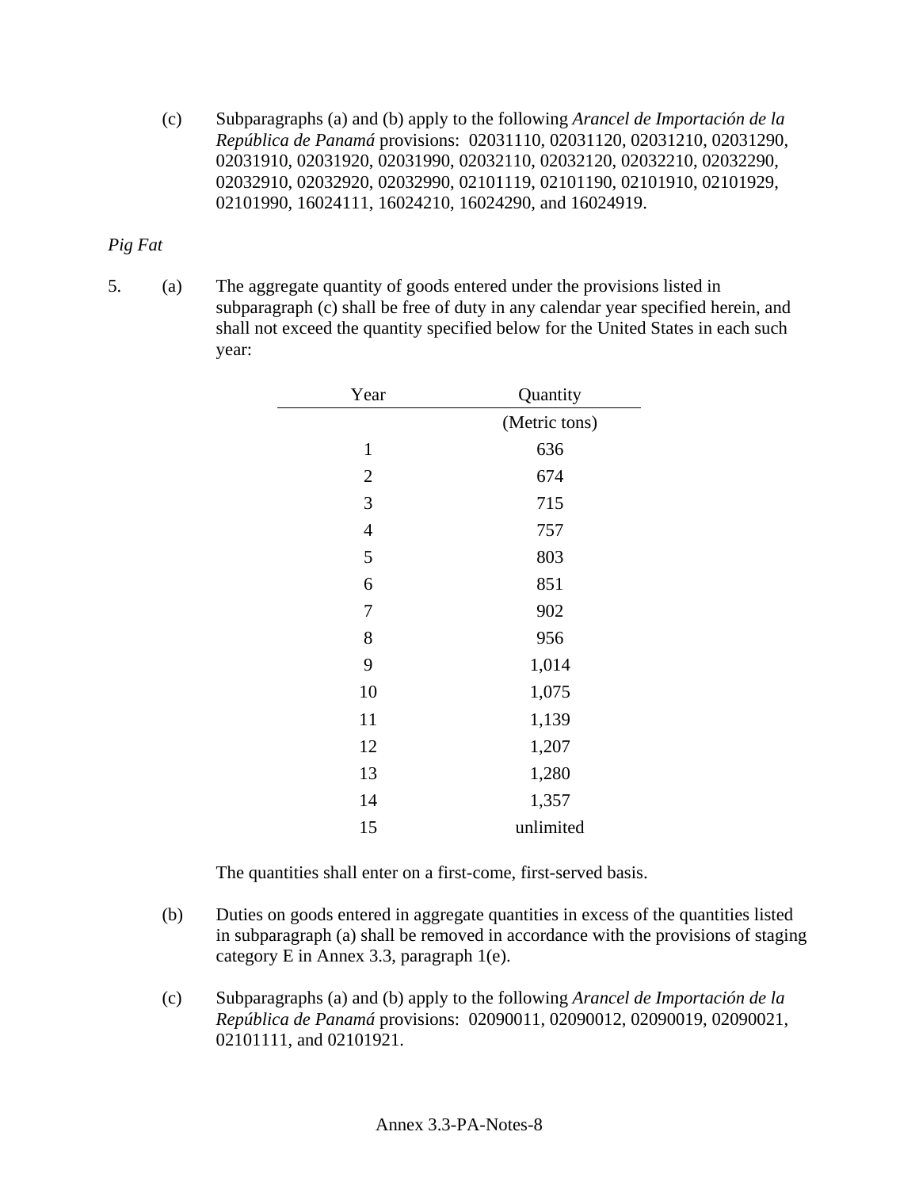(c) Subparagraphs (a) and (b) apply to the following *Arancel de Importación de la República de Panamá* provisions: 02031110, 02031120, 02031210, 02031290, 02031910, 02031920, 02031990, 02032110, 02032120, 02032210, 02032290, 02032910, 02032920, 02032990, 02101119, 02101190, 02101910, 02101929, 02101990, 16024111, 16024210, 16024290, and 16024919.

*Pig Fat*

5. (a) The aggregate quantity of goods entered under the provisions listed in subparagraph (c) shall be free of duty in any calendar year specified herein, and shall not exceed the quantity specified below for the United States in each such year:

| Year | Quantity |
|---|---|
| | (Metric tons) |
| 1 | 636 |
| 2 | 674 |
| 3 | 715 |
| 4 | 757 |
| 5 | 803 |
| 6 | 851 |
| 7 | 902 |
| 8 | 956 |
| 9 | 1,014 |
| 10 | 1,075 |
| 11 | 1,139 |
| 12 | 1,207 |
| 13 | 1,280 |
| 14 | 1,357 |
| 15 | unlimited |

The quantities shall enter on a first-come, first-served basis.

(b) Duties on goods entered in aggregate quantities in excess of the quantities listed in subparagraph (a) shall be removed in accordance with the provisions of staging category E in Annex 3.3, paragraph 1(e).

(c) Subparagraphs (a) and (b) apply to the following *Arancel de Importación de la República de Panamá* provisions: 02090011, 02090012, 02090019, 02090021, 02101111, and 02101921.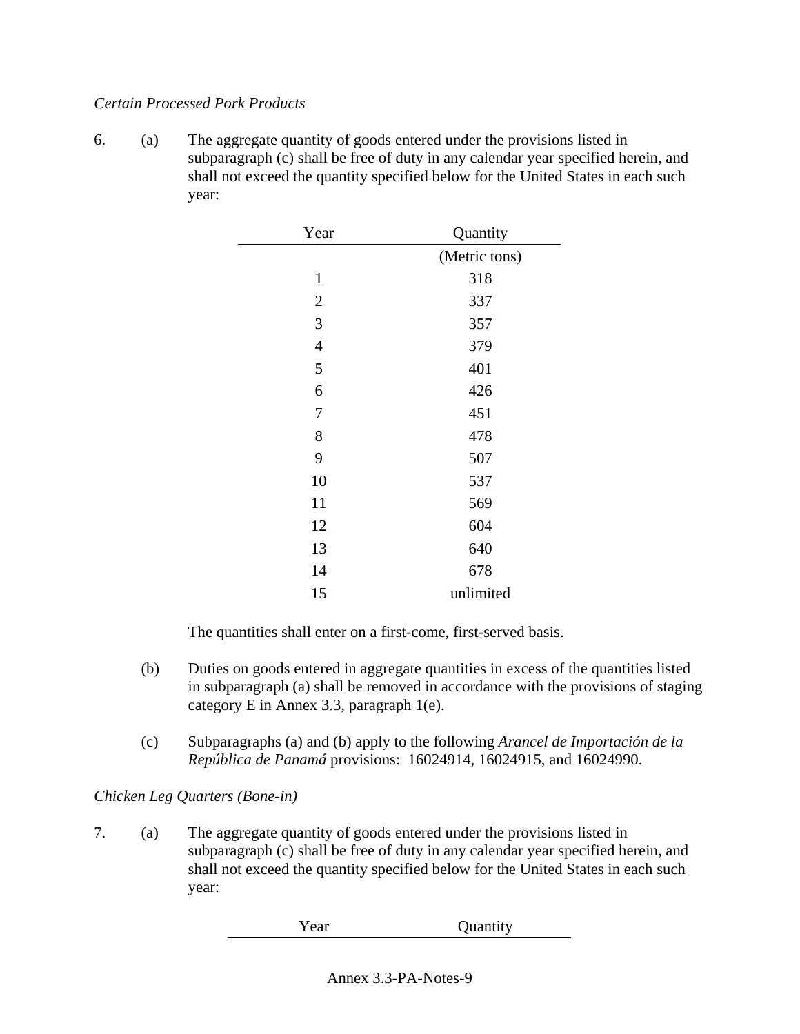*Certain Processed Pork Products*

6. (a) The aggregate quantity of goods entered under the provisions listed in subparagraph (c) shall be free of duty in any calendar year specified herein, and shall not exceed the quantity specified below for the United States in each such year:

| Year | Quantity |
|---|---|
| | (Metric tons) |
| 1 | 318 |
| 2 | 337 |
| 3 | 357 |
| 4 | 379 |
| 5 | 401 |
| 6 | 426 |
| 7 | 451 |
| 8 | 478 |
| 9 | 507 |
| 10 | 537 |
| 11 | 569 |
| 12 | 604 |
| 13 | 640 |
| 14 | 678 |
| 15 | unlimited |

The quantities shall enter on a first-come, first-served basis.

(b) Duties on goods entered in aggregate quantities in excess of the quantities listed in subparagraph (a) shall be removed in accordance with the provisions of staging category E in Annex 3.3, paragraph 1(e).

(c) Subparagraphs (a) and (b) apply to the following *Arancel de Importación de la República de Panamá* provisions: 16024914, 16024915, and 16024990.

*Chicken Leg Quarters (Bone-in)*

7. (a) The aggregate quantity of goods entered under the provisions listed in subparagraph (c) shall be free of duty in any calendar year specified herein, and shall not exceed the quantity specified below for the United States in each such year:

| Year | Quantity |
|---|---|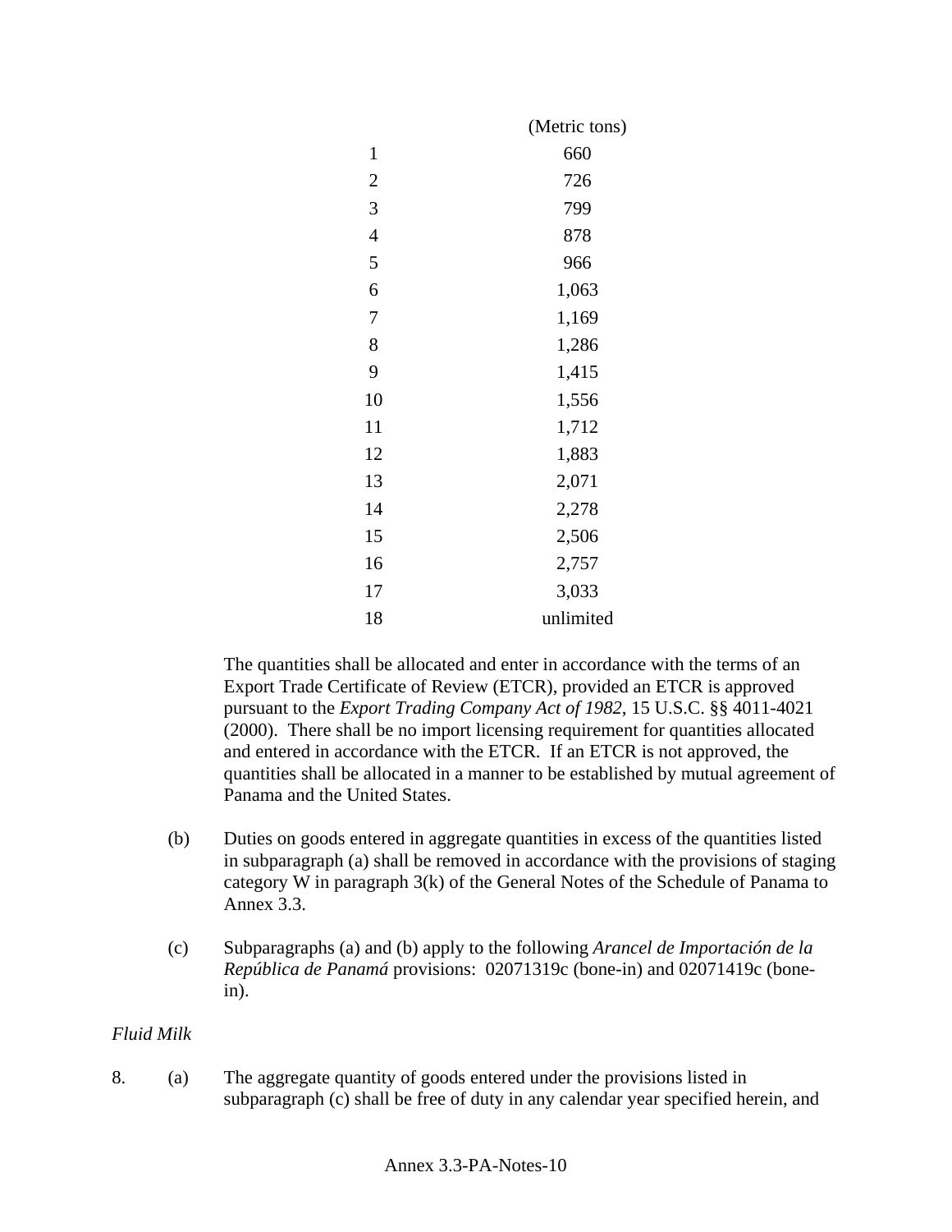| | (Metric tons) |
|---|---|
| 1 | 660 |
| 2 | 726 |
| 3 | 799 |
| 4 | 878 |
| 5 | 966 |
| 6 | 1,063 |
| 7 | 1,169 |
| 8 | 1,286 |
| 9 | 1,415 |
| 10 | 1,556 |
| 11 | 1,712 |
| 12 | 1,883 |
| 13 | 2,071 |
| 14 | 2,278 |
| 15 | 2,506 |
| 16 | 2,757 |
| 17 | 3,033 |
| 18 | unlimited |

The quantities shall be allocated and enter in accordance with the terms of an Export Trade Certificate of Review (ETCR), provided an ETCR is approved pursuant to the *Export Trading Company Act of 1982*, 15 U.S.C. §§ 4011-4021 (2000). There shall be no import licensing requirement for quantities allocated and entered in accordance with the ETCR. If an ETCR is not approved, the quantities shall be allocated in a manner to be established by mutual agreement of Panama and the United States.

(b) Duties on goods entered in aggregate quantities in excess of the quantities listed in subparagraph (a) shall be removed in accordance with the provisions of staging category W in paragraph 3(k) of the General Notes of the Schedule of Panama to Annex 3.3.

(c) Subparagraphs (a) and (b) apply to the following *Arancel de Importación de la República de Panamá* provisions: 02071319c (bone-in) and 02071419c (bone-in).

*Fluid Milk*

8. (a) The aggregate quantity of goods entered under the provisions listed in subparagraph (c) shall be free of duty in any calendar year specified herein, and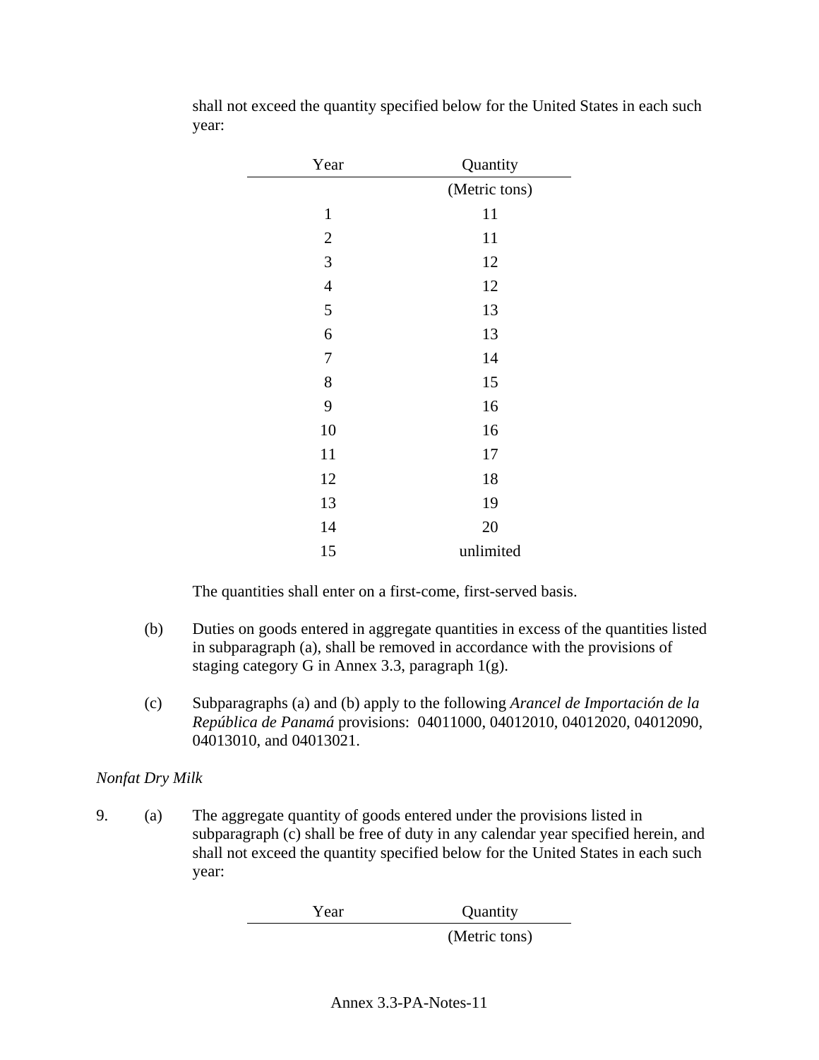shall not exceed the quantity specified below for the United States in each such year:

| Year | Quantity |
|---|---|
| | (Metric tons) |
| 1 | 11 |
| 2 | 11 |
| 3 | 12 |
| 4 | 12 |
| 5 | 13 |
| 6 | 13 |
| 7 | 14 |
| 8 | 15 |
| 9 | 16 |
| 10 | 16 |
| 11 | 17 |
| 12 | 18 |
| 13 | 19 |
| 14 | 20 |
| 15 | unlimited |

The quantities shall enter on a first-come, first-served basis.

(b) Duties on goods entered in aggregate quantities in excess of the quantities listed in subparagraph (a), shall be removed in accordance with the provisions of staging category G in Annex 3.3, paragraph 1(g).

(c) Subparagraphs (a) and (b) apply to the following *Arancel de Importación de la República de Panamá* provisions: 04011000, 04012010, 04012020, 04012090, 04013010, and 04013021.

*Nonfat Dry Milk*

9. (a) The aggregate quantity of goods entered under the provisions listed in subparagraph (c) shall be free of duty in any calendar year specified herein, and shall not exceed the quantity specified below for the United States in each such year:

| Year | Quantity |
|---|---|
| | (Metric tons) |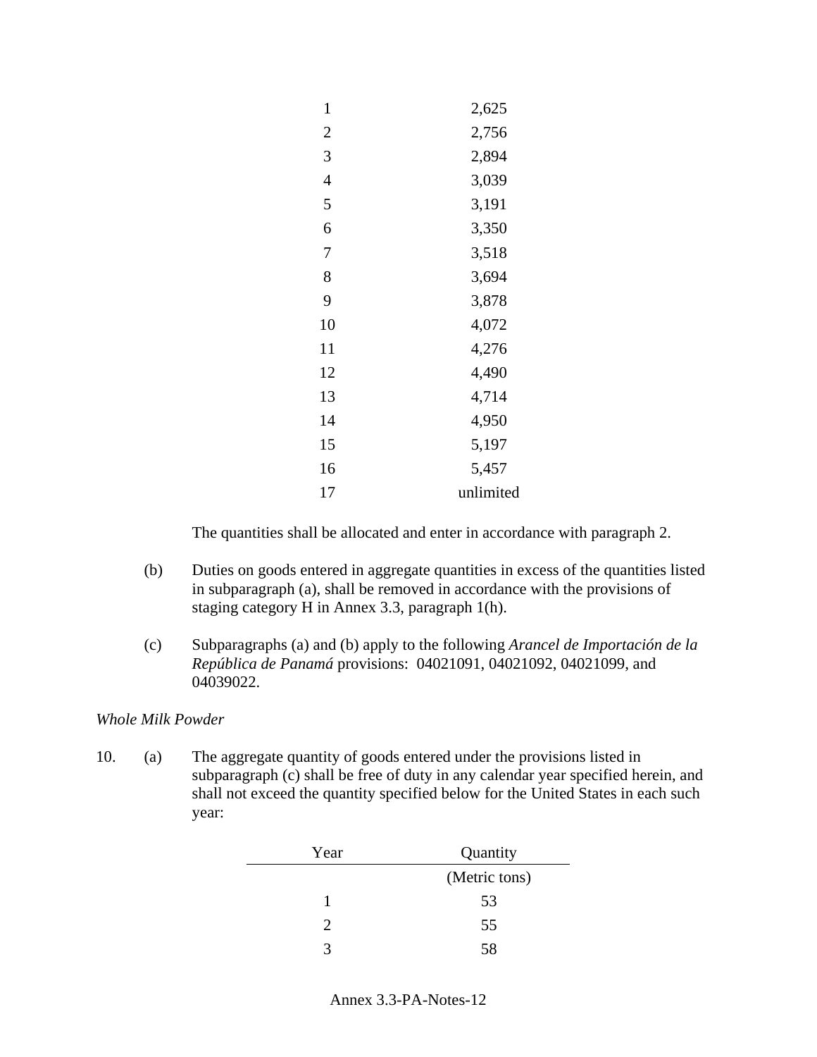| Year | Quantity |
| --- | --- |
| 1 | 2,625 |
| 2 | 2,756 |
| 3 | 2,894 |
| 4 | 3,039 |
| 5 | 3,191 |
| 6 | 3,350 |
| 7 | 3,518 |
| 8 | 3,694 |
| 9 | 3,878 |
| 10 | 4,072 |
| 11 | 4,276 |
| 12 | 4,490 |
| 13 | 4,714 |
| 14 | 4,950 |
| 15 | 5,197 |
| 16 | 5,457 |
| 17 | unlimited |

The quantities shall be allocated and enter in accordance with paragraph 2.

(b) Duties on goods entered in aggregate quantities in excess of the quantities listed in subparagraph (a), shall be removed in accordance with the provisions of staging category H in Annex 3.3, paragraph 1(h).

(c) Subparagraphs (a) and (b) apply to the following *Arancel de Importación de la República de Panamá* provisions: 04021091, 04021092, 04021099, and 04039022.

*Whole Milk Powder*

10. (a) The aggregate quantity of goods entered under the provisions listed in subparagraph (c) shall be free of duty in any calendar year specified herein, and shall not exceed the quantity specified below for the United States in each such year:

| Year | Quantity |
| --- | --- |
| | (Metric tons) |
| 1 | 53 |
| 2 | 55 |
| 3 | 58 |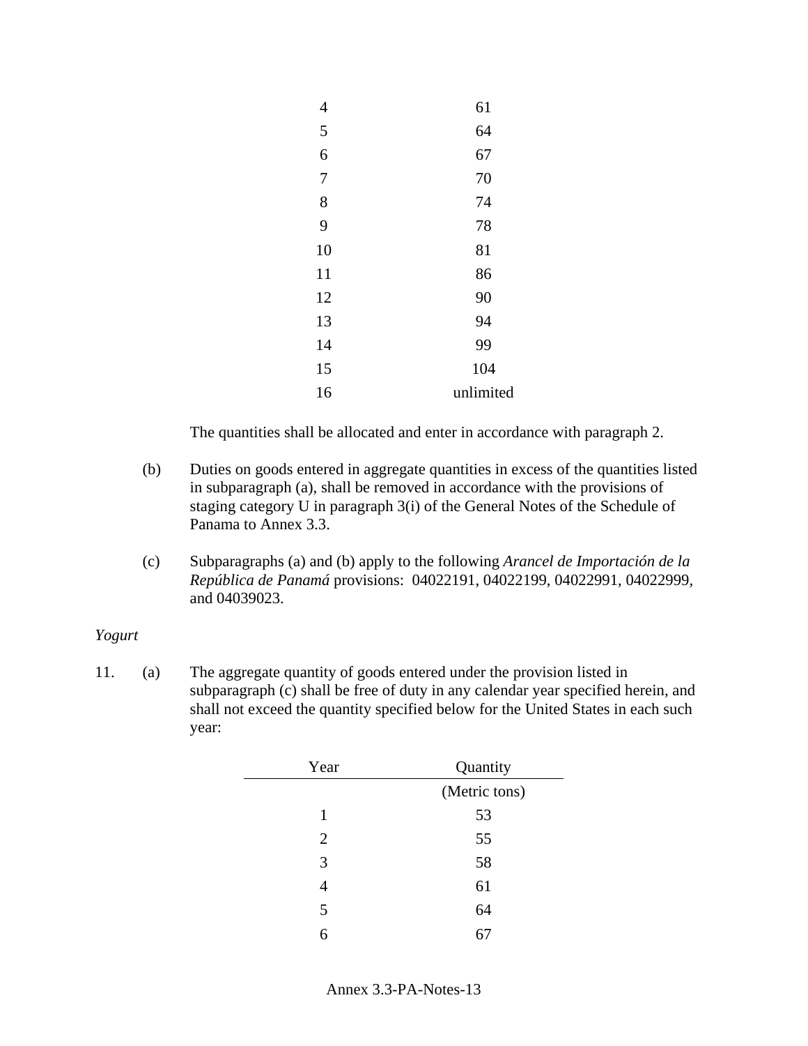| Year | Quantity |
|---|---|
| 4 | 61 |
| 5 | 64 |
| 6 | 67 |
| 7 | 70 |
| 8 | 74 |
| 9 | 78 |
| 10 | 81 |
| 11 | 86 |
| 12 | 90 |
| 13 | 94 |
| 14 | 99 |
| 15 | 104 |
| 16 | unlimited |

The quantities shall be allocated and enter in accordance with paragraph 2.

(b) Duties on goods entered in aggregate quantities in excess of the quantities listed in subparagraph (a), shall be removed in accordance with the provisions of staging category U in paragraph 3(i) of the General Notes of the Schedule of Panama to Annex 3.3.

(c) Subparagraphs (a) and (b) apply to the following *Arancel de Importación de la República de Panamá* provisions: 04022191, 04022199, 04022991, 04022999, and 04039023.

*Yogurt*

11. (a) The aggregate quantity of goods entered under the provision listed in subparagraph (c) shall be free of duty in any calendar year specified herein, and shall not exceed the quantity specified below for the United States in each such year:

| Year | Quantity |
|---|---|
| | (Metric tons) |
| 1 | 53 |
| 2 | 55 |
| 3 | 58 |
| 4 | 61 |
| 5 | 64 |
| 6 | 67 |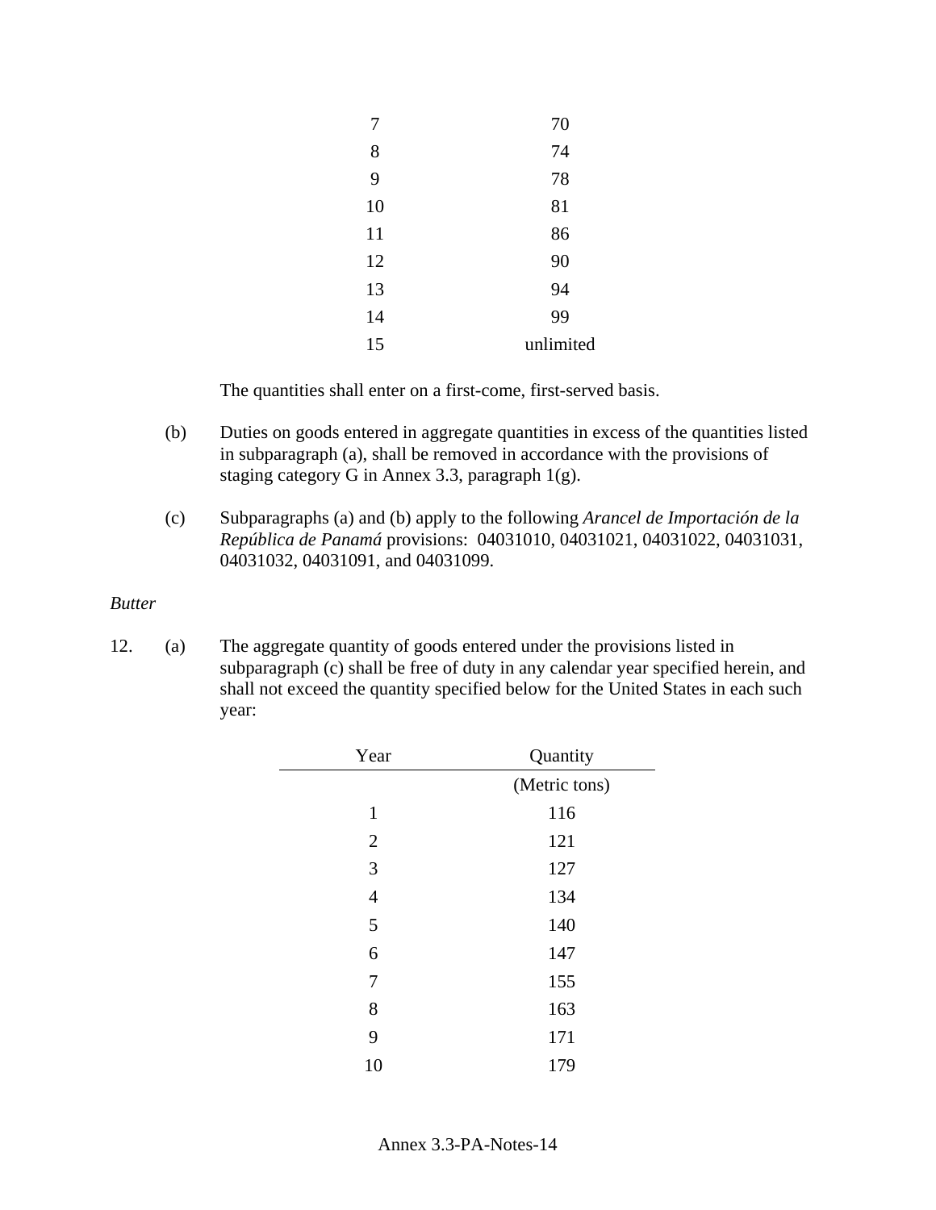| Year | Quantity |
|---|---|
| 7 | 70 |
| 8 | 74 |
| 9 | 78 |
| 10 | 81 |
| 11 | 86 |
| 12 | 90 |
| 13 | 94 |
| 14 | 99 |
| 15 | unlimited |

The quantities shall enter on a first-come, first-served basis.

(b) Duties on goods entered in aggregate quantities in excess of the quantities listed in subparagraph (a), shall be removed in accordance with the provisions of staging category G in Annex 3.3, paragraph 1(g).

(c) Subparagraphs (a) and (b) apply to the following *Arancel de Importación de la República de Panamá* provisions: 04031010, 04031021, 04031022, 04031031, 04031032, 04031091, and 04031099.

*Butter*

12. (a) The aggregate quantity of goods entered under the provisions listed in subparagraph (c) shall be free of duty in any calendar year specified herein, and shall not exceed the quantity specified below for the United States in each such year:

| Year | Quantity |
|---|---|
| | (Metric tons) |
| 1 | 116 |
| 2 | 121 |
| 3 | 127 |
| 4 | 134 |
| 5 | 140 |
| 6 | 147 |
| 7 | 155 |
| 8 | 163 |
| 9 | 171 |
| 10 | 179 |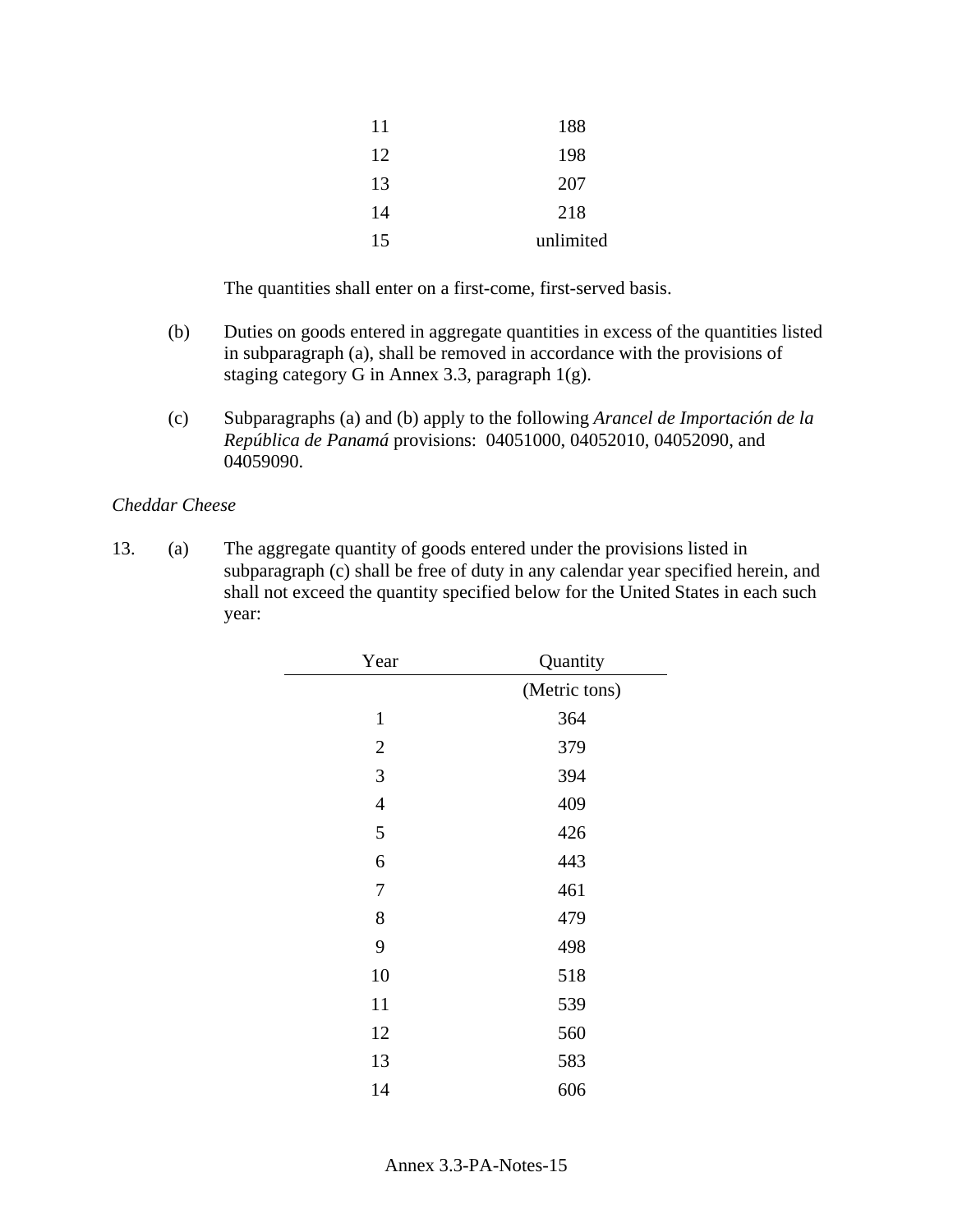| Year | Quantity |
|---|---|
| 11 | 188 |
| 12 | 198 |
| 13 | 207 |
| 14 | 218 |
| 15 | unlimited |

The quantities shall enter on a first-come, first-served basis.

(b) Duties on goods entered in aggregate quantities in excess of the quantities listed in subparagraph (a), shall be removed in accordance with the provisions of staging category G in Annex 3.3, paragraph 1(g).

(c) Subparagraphs (a) and (b) apply to the following *Arancel de Importación de la República de Panamá* provisions: 04051000, 04052010, 04052090, and 04059090.

*Cheddar Cheese*

13. (a) The aggregate quantity of goods entered under the provisions listed in subparagraph (c) shall be free of duty in any calendar year specified herein, and shall not exceed the quantity specified below for the United States in each such year:

| Year | Quantity (Metric tons) |
|---|---|
| 1 | 364 |
| 2 | 379 |
| 3 | 394 |
| 4 | 409 |
| 5 | 426 |
| 6 | 443 |
| 7 | 461 |
| 8 | 479 |
| 9 | 498 |
| 10 | 518 |
| 11 | 539 |
| 12 | 560 |
| 13 | 583 |
| 14 | 606 |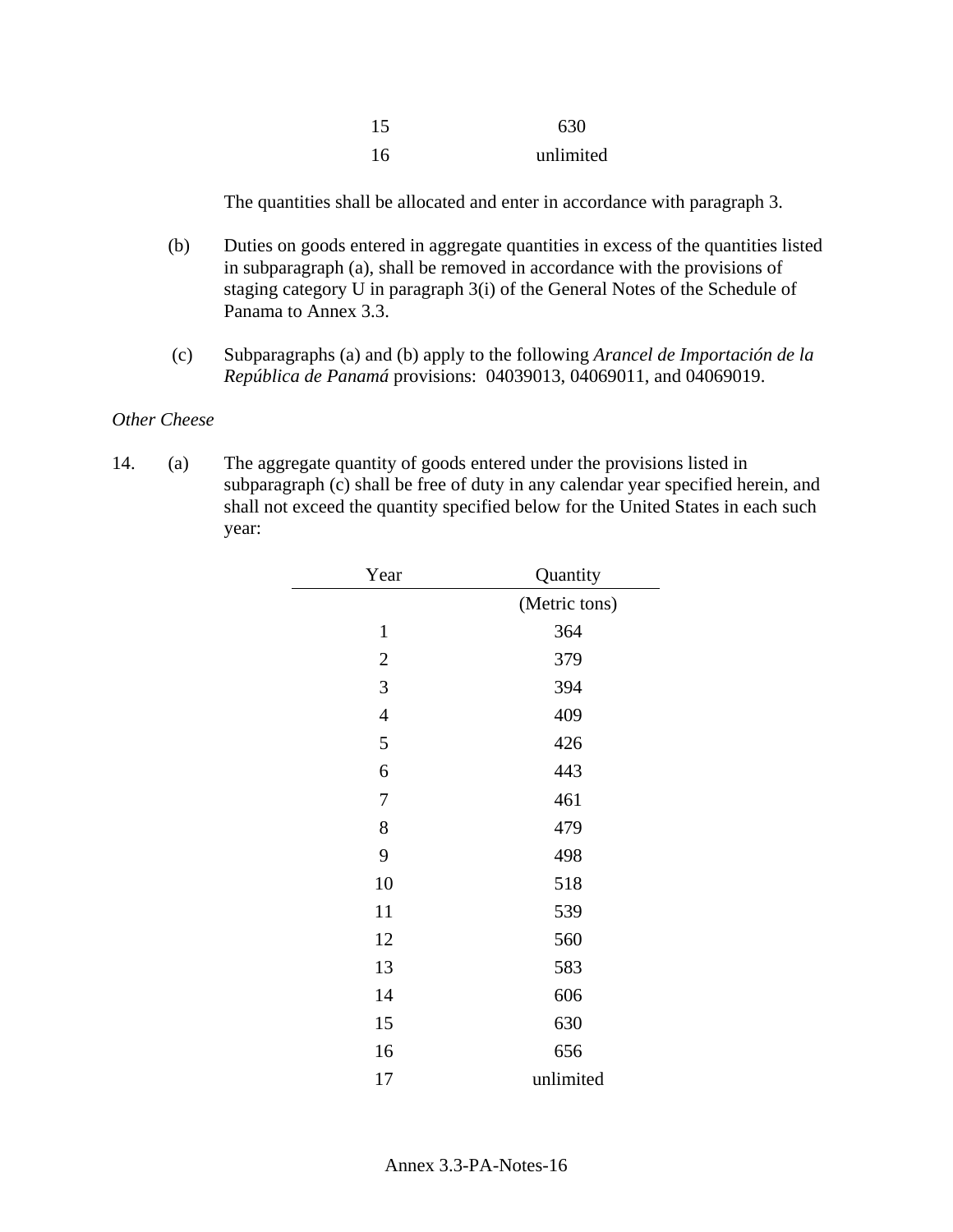| | |
|---|---|
| 15 | 630 |
| 16 | unlimited |

The quantities shall be allocated and enter in accordance with paragraph 3.

(b) Duties on goods entered in aggregate quantities in excess of the quantities listed in subparagraph (a), shall be removed in accordance with the provisions of staging category U in paragraph 3(i) of the General Notes of the Schedule of Panama to Annex 3.3.

(c) Subparagraphs (a) and (b) apply to the following *Arancel de Importación de la República de Panamá* provisions: 04039013, 04069011, and 04069019.

*Other Cheese*

14. (a) The aggregate quantity of goods entered under the provisions listed in subparagraph (c) shall be free of duty in any calendar year specified herein, and shall not exceed the quantity specified below for the United States in each such year:

| Year | Quantity |
|---|---|
| | (Metric tons) |
| 1 | 364 |
| 2 | 379 |
| 3 | 394 |
| 4 | 409 |
| 5 | 426 |
| 6 | 443 |
| 7 | 461 |
| 8 | 479 |
| 9 | 498 |
| 10 | 518 |
| 11 | 539 |
| 12 | 560 |
| 13 | 583 |
| 14 | 606 |
| 15 | 630 |
| 16 | 656 |
| 17 | unlimited |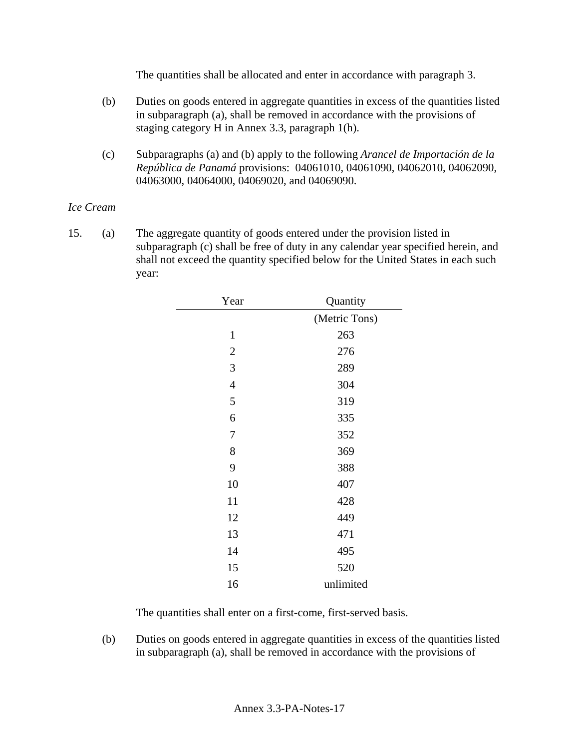The quantities shall be allocated and enter in accordance with paragraph 3.

(b) Duties on goods entered in aggregate quantities in excess of the quantities listed in subparagraph (a), shall be removed in accordance with the provisions of staging category H in Annex 3.3, paragraph 1(h).

(c) Subparagraphs (a) and (b) apply to the following *Arancel de Importación de la República de Panamá* provisions: 04061010, 04061090, 04062010, 04062090, 04063000, 04064000, 04069020, and 04069090.

*Ice Cream*

15. (a) The aggregate quantity of goods entered under the provision listed in subparagraph (c) shall be free of duty in any calendar year specified herein, and shall not exceed the quantity specified below for the United States in each such year:

| Year | Quantity |
|---|---|
| | (Metric Tons) |
| 1 | 263 |
| 2 | 276 |
| 3 | 289 |
| 4 | 304 |
| 5 | 319 |
| 6 | 335 |
| 7 | 352 |
| 8 | 369 |
| 9 | 388 |
| 10 | 407 |
| 11 | 428 |
| 12 | 449 |
| 13 | 471 |
| 14 | 495 |
| 15 | 520 |
| 16 | unlimited |

The quantities shall enter on a first-come, first-served basis.

(b) Duties on goods entered in aggregate quantities in excess of the quantities listed in subparagraph (a), shall be removed in accordance with the provisions of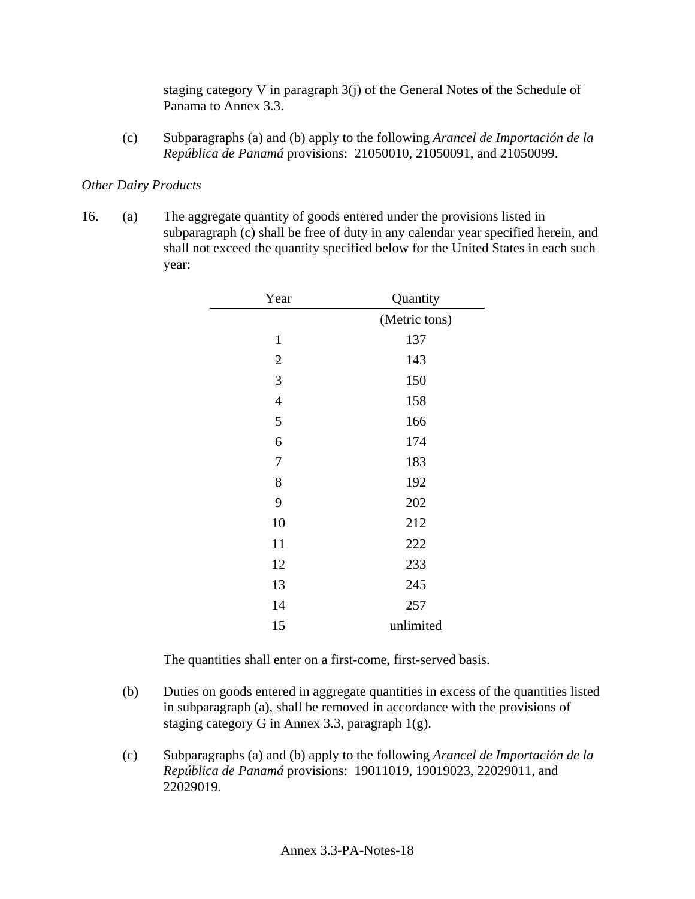staging category V in paragraph 3(j) of the General Notes of the Schedule of Panama to Annex 3.3.

(c) Subparagraphs (a) and (b) apply to the following *Arancel de Importación de la República de Panamá* provisions: 21050010, 21050091, and 21050099.

*Other Dairy Products*

16. (a) The aggregate quantity of goods entered under the provisions listed in subparagraph (c) shall be free of duty in any calendar year specified herein, and shall not exceed the quantity specified below for the United States in each such year:

| Year | Quantity |
|---|---|
| | (Metric tons) |
| 1 | 137 |
| 2 | 143 |
| 3 | 150 |
| 4 | 158 |
| 5 | 166 |
| 6 | 174 |
| 7 | 183 |
| 8 | 192 |
| 9 | 202 |
| 10 | 212 |
| 11 | 222 |
| 12 | 233 |
| 13 | 245 |
| 14 | 257 |
| 15 | unlimited |

The quantities shall enter on a first-come, first-served basis.

(b) Duties on goods entered in aggregate quantities in excess of the quantities listed in subparagraph (a), shall be removed in accordance with the provisions of staging category G in Annex 3.3, paragraph 1(g).

(c) Subparagraphs (a) and (b) apply to the following *Arancel de Importación de la República de Panamá* provisions: 19011019, 19019023, 22029011, and 22029019.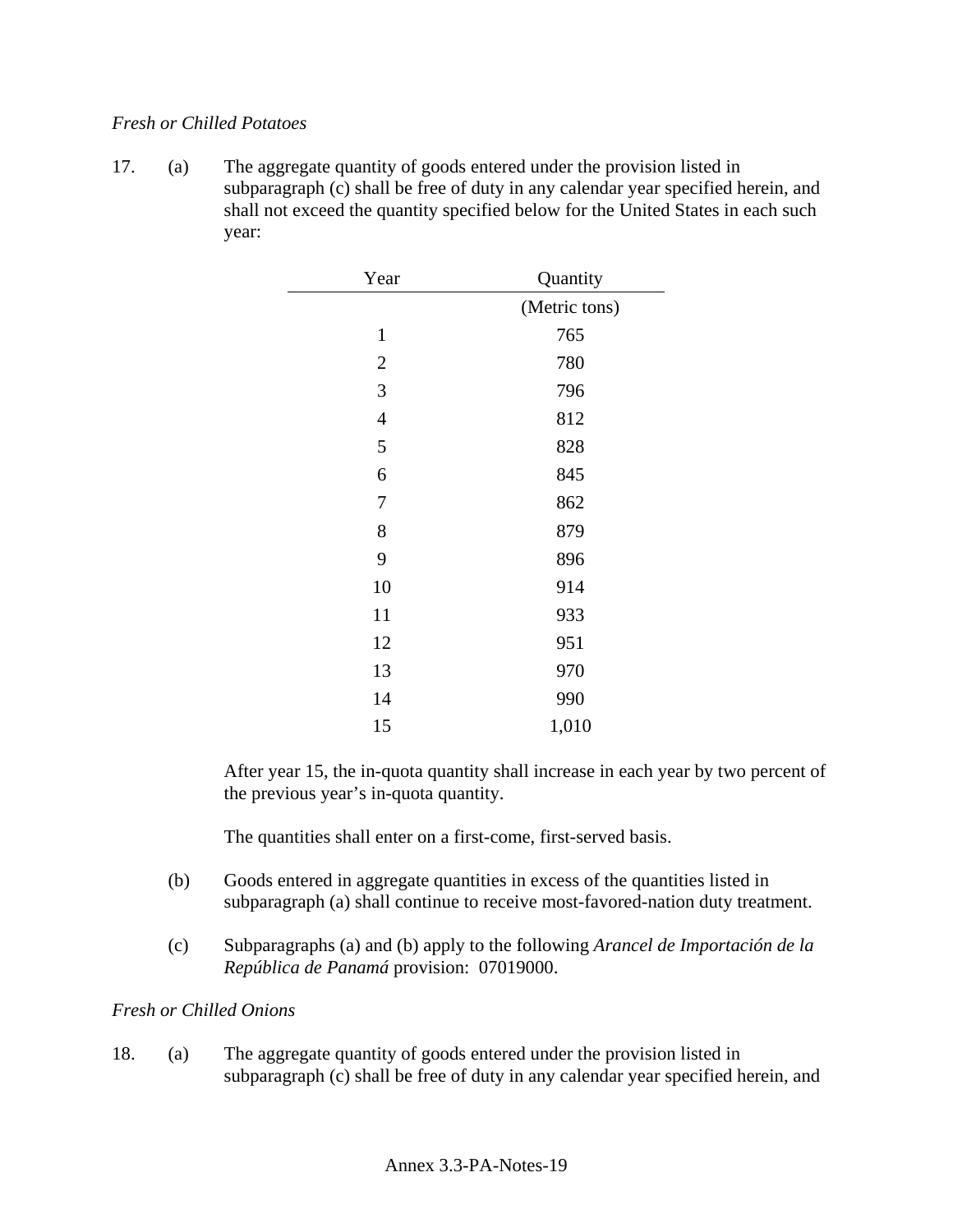*Fresh or Chilled Potatoes*

17. (a) The aggregate quantity of goods entered under the provision listed in subparagraph (c) shall be free of duty in any calendar year specified herein, and shall not exceed the quantity specified below for the United States in each such year:

| Year | Quantity |
|---|---|
| | (Metric tons) |
| 1 | 765 |
| 2 | 780 |
| 3 | 796 |
| 4 | 812 |
| 5 | 828 |
| 6 | 845 |
| 7 | 862 |
| 8 | 879 |
| 9 | 896 |
| 10 | 914 |
| 11 | 933 |
| 12 | 951 |
| 13 | 970 |
| 14 | 990 |
| 15 | 1,010 |

After year 15, the in-quota quantity shall increase in each year by two percent of the previous year's in-quota quantity.

The quantities shall enter on a first-come, first-served basis.

(b) Goods entered in aggregate quantities in excess of the quantities listed in subparagraph (a) shall continue to receive most-favored-nation duty treatment.

(c) Subparagraphs (a) and (b) apply to the following *Arancel de Importación de la República de Panamá* provision: 07019000.

*Fresh or Chilled Onions*

18. (a) The aggregate quantity of goods entered under the provision listed in subparagraph (c) shall be free of duty in any calendar year specified herein, and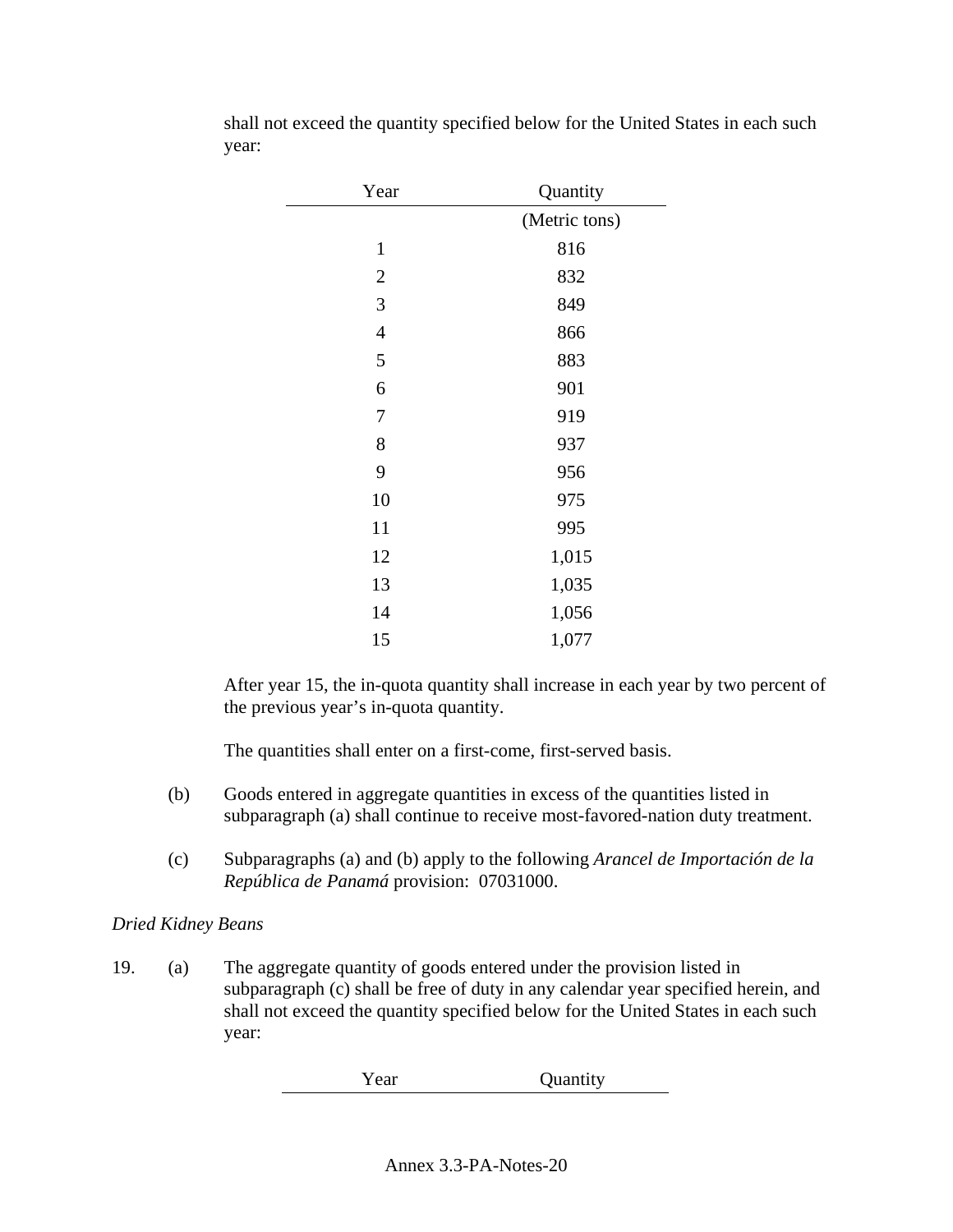shall not exceed the quantity specified below for the United States in each such year:

| Year | Quantity |
|---|---|
| | (Metric tons) |
| 1 | 816 |
| 2 | 832 |
| 3 | 849 |
| 4 | 866 |
| 5 | 883 |
| 6 | 901 |
| 7 | 919 |
| 8 | 937 |
| 9 | 956 |
| 10 | 975 |
| 11 | 995 |
| 12 | 1,015 |
| 13 | 1,035 |
| 14 | 1,056 |
| 15 | 1,077 |

After year 15, the in-quota quantity shall increase in each year by two percent of the previous year's in-quota quantity.

The quantities shall enter on a first-come, first-served basis.

(b) Goods entered in aggregate quantities in excess of the quantities listed in subparagraph (a) shall continue to receive most-favored-nation duty treatment.

(c) Subparagraphs (a) and (b) apply to the following *Arancel de Importación de la República de Panamá* provision: 07031000.

*Dried Kidney Beans*

19. (a) The aggregate quantity of goods entered under the provision listed in subparagraph (c) shall be free of duty in any calendar year specified herein, and shall not exceed the quantity specified below for the United States in each such year:

| Year | Quantity |
|---|---|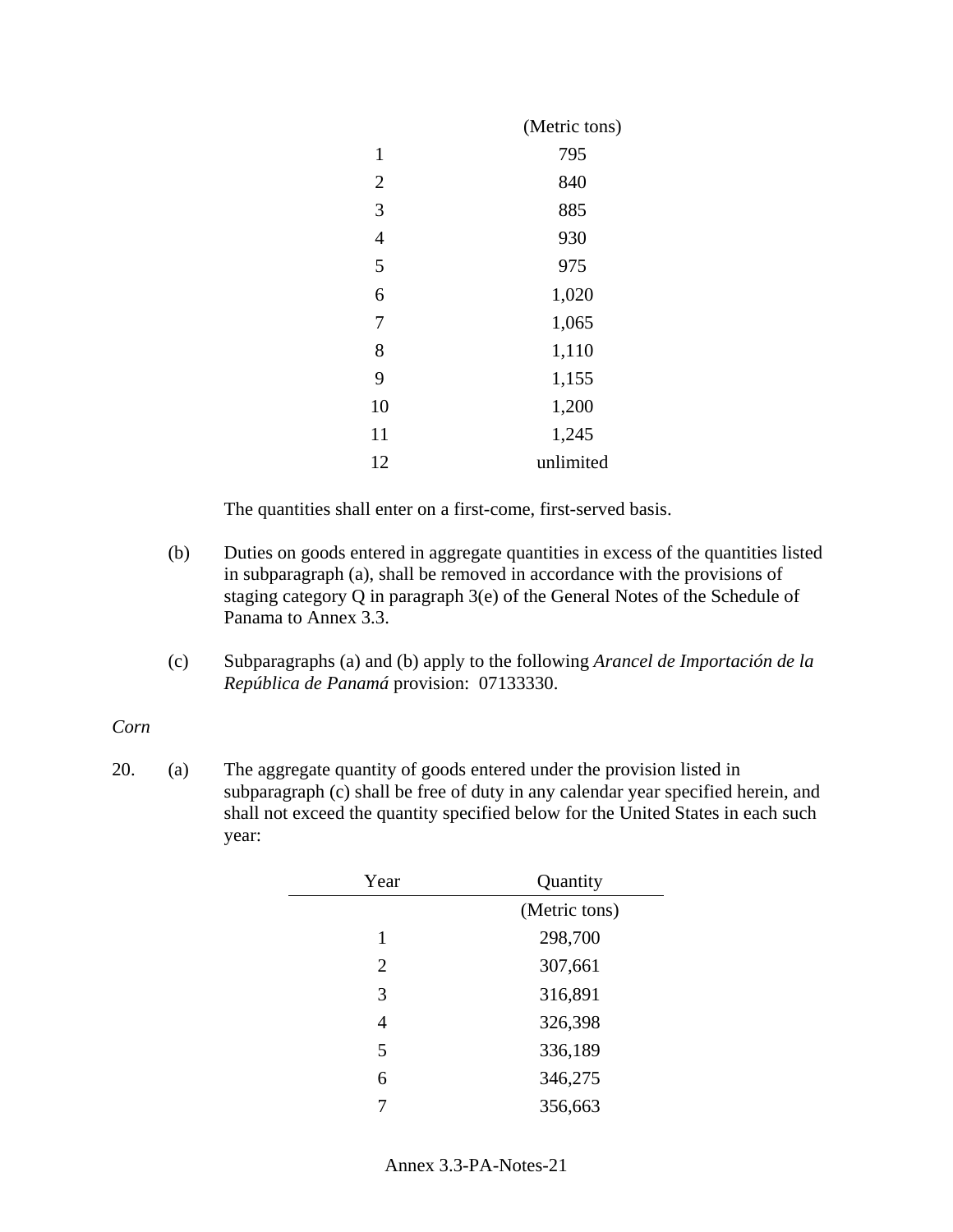| Year | Quantity |
|---|---|
| | (Metric tons) |
| 1 | 795 |
| 2 | 840 |
| 3 | 885 |
| 4 | 930 |
| 5 | 975 |
| 6 | 1,020 |
| 7 | 1,065 |
| 8 | 1,110 |
| 9 | 1,155 |
| 10 | 1,200 |
| 11 | 1,245 |
| 12 | unlimited |

The quantities shall enter on a first-come, first-served basis.

(b) Duties on goods entered in aggregate quantities in excess of the quantities listed in subparagraph (a), shall be removed in accordance with the provisions of staging category Q in paragraph 3(e) of the General Notes of the Schedule of Panama to Annex 3.3.

(c) Subparagraphs (a) and (b) apply to the following *Arancel de Importación de la República de Panamá* provision: 07133330.

*Corn*

20. (a) The aggregate quantity of goods entered under the provision listed in subparagraph (c) shall be free of duty in any calendar year specified herein, and shall not exceed the quantity specified below for the United States in each such year:

| Year | Quantity |
|---|---|
| | (Metric tons) |
| 1 | 298,700 |
| 2 | 307,661 |
| 3 | 316,891 |
| 4 | 326,398 |
| 5 | 336,189 |
| 6 | 346,275 |
| 7 | 356,663 |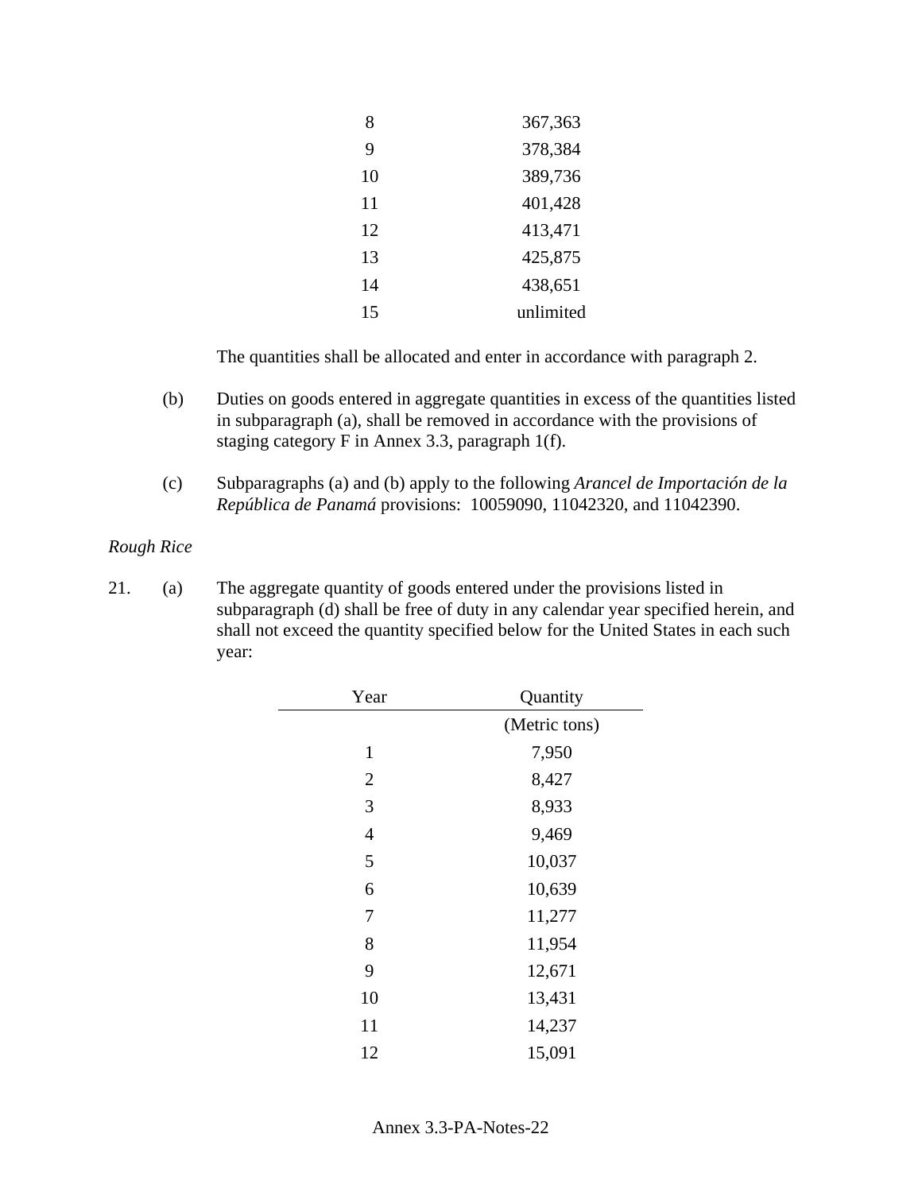| Year | Quantity |
|---|---|
| 8 | 367,363 |
| 9 | 378,384 |
| 10 | 389,736 |
| 11 | 401,428 |
| 12 | 413,471 |
| 13 | 425,875 |
| 14 | 438,651 |
| 15 | unlimited |

The quantities shall be allocated and enter in accordance with paragraph 2.

(b) Duties on goods entered in aggregate quantities in excess of the quantities listed in subparagraph (a), shall be removed in accordance with the provisions of staging category F in Annex 3.3, paragraph 1(f).

(c) Subparagraphs (a) and (b) apply to the following *Arancel de Importación de la República de Panamá* provisions: 10059090, 11042320, and 11042390.

*Rough Rice*

21. (a) The aggregate quantity of goods entered under the provisions listed in subparagraph (d) shall be free of duty in any calendar year specified herein, and shall not exceed the quantity specified below for the United States in each such year:

| Year | Quantity |
|---|---|
| | (Metric tons) |
| 1 | 7,950 |
| 2 | 8,427 |
| 3 | 8,933 |
| 4 | 9,469 |
| 5 | 10,037 |
| 6 | 10,639 |
| 7 | 11,277 |
| 8 | 11,954 |
| 9 | 12,671 |
| 10 | 13,431 |
| 11 | 14,237 |
| 12 | 15,091 |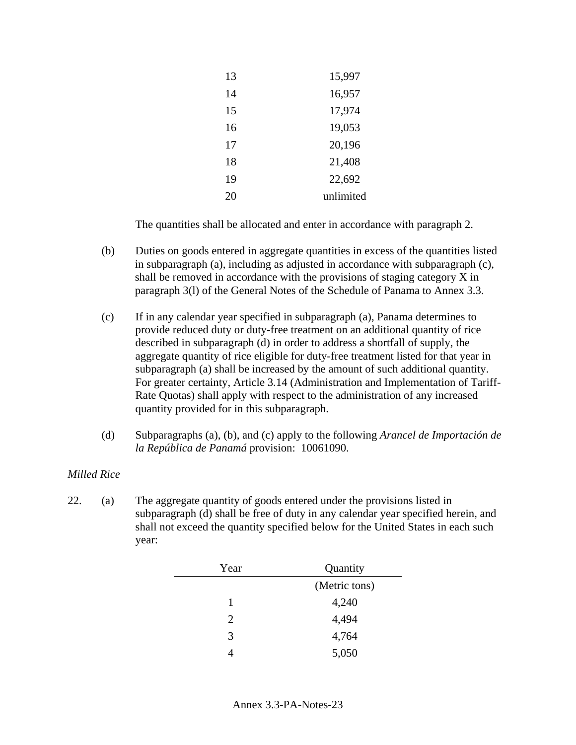| Year | Quantity |
|---|---|
| 13 | 15,997 |
| 14 | 16,957 |
| 15 | 17,974 |
| 16 | 19,053 |
| 17 | 20,196 |
| 18 | 21,408 |
| 19 | 22,692 |
| 20 | unlimited |

The quantities shall be allocated and enter in accordance with paragraph 2.

(b) Duties on goods entered in aggregate quantities in excess of the quantities listed in subparagraph (a), including as adjusted in accordance with subparagraph (c), shall be removed in accordance with the provisions of staging category X in paragraph 3(l) of the General Notes of the Schedule of Panama to Annex 3.3.

(c) If in any calendar year specified in subparagraph (a), Panama determines to provide reduced duty or duty-free treatment on an additional quantity of rice described in subparagraph (d) in order to address a shortfall of supply, the aggregate quantity of rice eligible for duty-free treatment listed for that year in subparagraph (a) shall be increased by the amount of such additional quantity. For greater certainty, Article 3.14 (Administration and Implementation of Tariff-Rate Quotas) shall apply with respect to the administration of any increased quantity provided for in this subparagraph.

(d) Subparagraphs (a), (b), and (c) apply to the following *Arancel de Importación de la República de Panamá* provision: 10061090.

*Milled Rice*

22. (a) The aggregate quantity of goods entered under the provisions listed in subparagraph (d) shall be free of duty in any calendar year specified herein, and shall not exceed the quantity specified below for the United States in each such year:

| Year | Quantity |
|---|---|
| | (Metric tons) |
| 1 | 4,240 |
| 2 | 4,494 |
| 3 | 4,764 |
| 4 | 5,050 |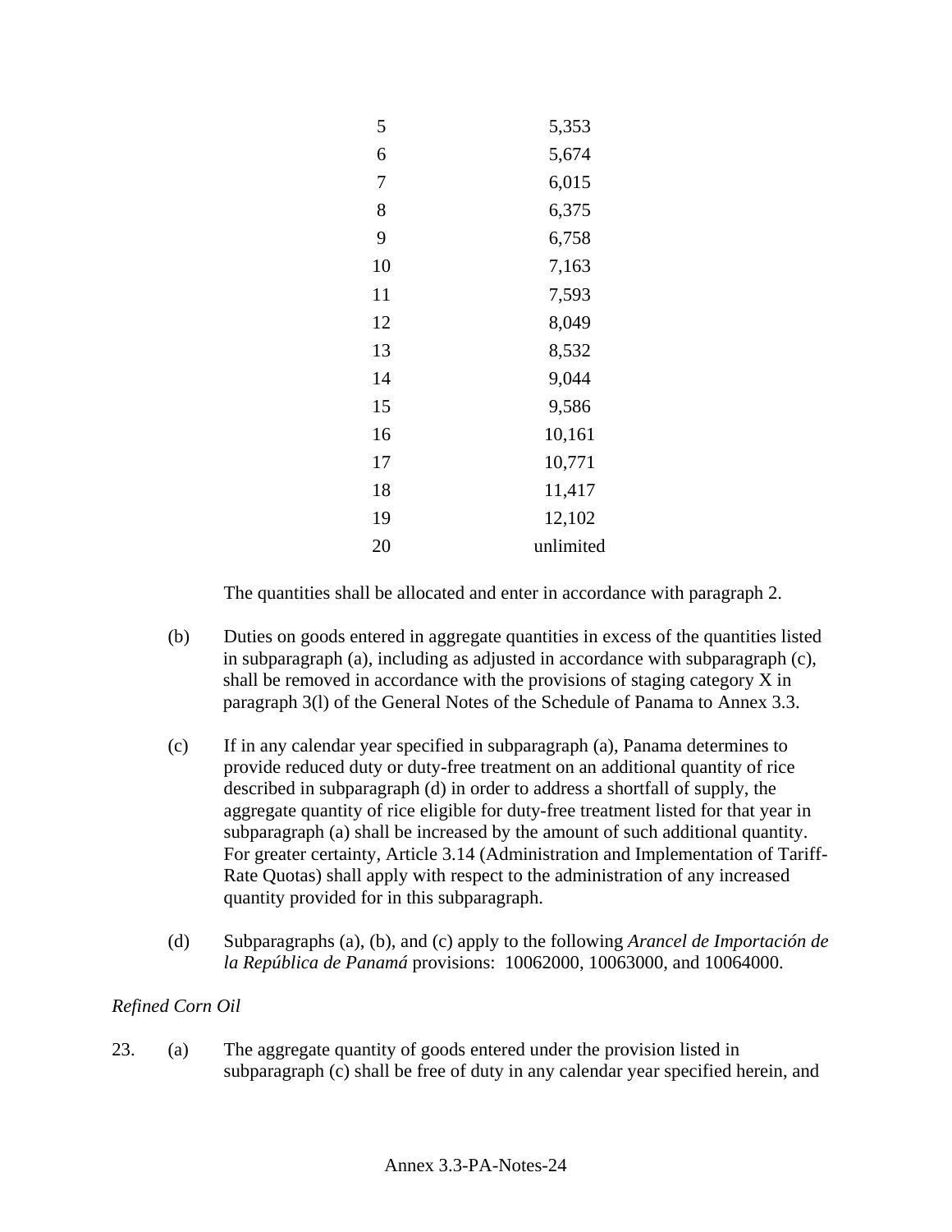| | |
|---|---|
| 5 | 5,353 |
| 6 | 5,674 |
| 7 | 6,015 |
| 8 | 6,375 |
| 9 | 6,758 |
| 10 | 7,163 |
| 11 | 7,593 |
| 12 | 8,049 |
| 13 | 8,532 |
| 14 | 9,044 |
| 15 | 9,586 |
| 16 | 10,161 |
| 17 | 10,771 |
| 18 | 11,417 |
| 19 | 12,102 |
| 20 | unlimited |

The quantities shall be allocated and enter in accordance with paragraph 2.

(b) Duties on goods entered in aggregate quantities in excess of the quantities listed in subparagraph (a), including as adjusted in accordance with subparagraph (c), shall be removed in accordance with the provisions of staging category X in paragraph 3(l) of the General Notes of the Schedule of Panama to Annex 3.3.

(c) If in any calendar year specified in subparagraph (a), Panama determines to provide reduced duty or duty-free treatment on an additional quantity of rice described in subparagraph (d) in order to address a shortfall of supply, the aggregate quantity of rice eligible for duty-free treatment listed for that year in subparagraph (a) shall be increased by the amount of such additional quantity. For greater certainty, Article 3.14 (Administration and Implementation of Tariff-Rate Quotas) shall apply with respect to the administration of any increased quantity provided for in this subparagraph.

(d) Subparagraphs (a), (b), and (c) apply to the following *Arancel de Importación de la República de Panamá* provisions: 10062000, 10063000, and 10064000.

*Refined Corn Oil*

23. (a) The aggregate quantity of goods entered under the provision listed in subparagraph (c) shall be free of duty in any calendar year specified herein, and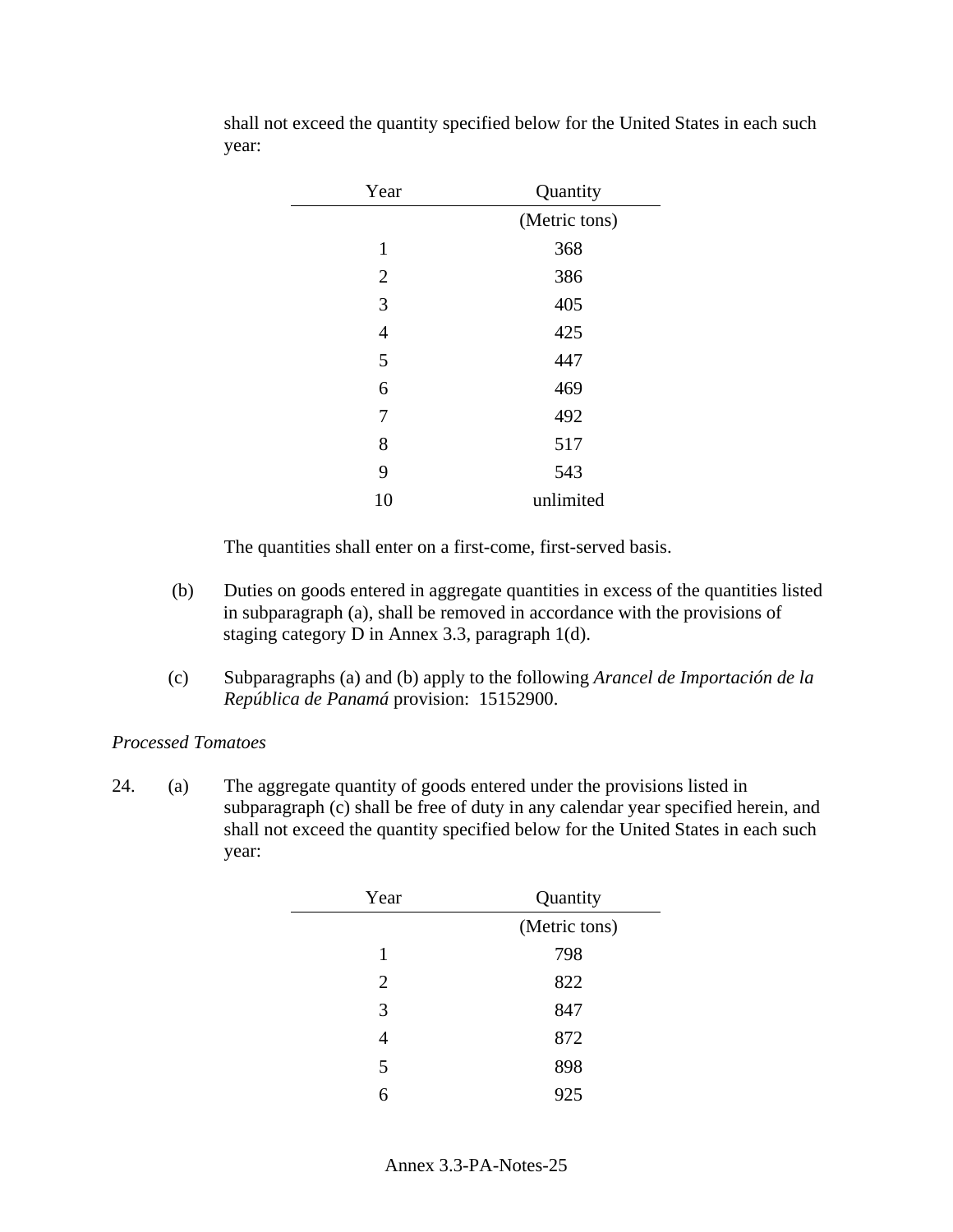shall not exceed the quantity specified below for the United States in each such year:

| Year | Quantity |
|---|---|
| | (Metric tons) |
| 1 | 368 |
| 2 | 386 |
| 3 | 405 |
| 4 | 425 |
| 5 | 447 |
| 6 | 469 |
| 7 | 492 |
| 8 | 517 |
| 9 | 543 |
| 10 | unlimited |

The quantities shall enter on a first-come, first-served basis.

(b) Duties on goods entered in aggregate quantities in excess of the quantities listed in subparagraph (a), shall be removed in accordance with the provisions of staging category D in Annex 3.3, paragraph 1(d).

(c) Subparagraphs (a) and (b) apply to the following *Arancel de Importación de la República de Panamá* provision: 15152900.

*Processed Tomatoes*

24. (a) The aggregate quantity of goods entered under the provisions listed in subparagraph (c) shall be free of duty in any calendar year specified herein, and shall not exceed the quantity specified below for the United States in each such year:

| Year | Quantity |
|---|---|
| | (Metric tons) |
| 1 | 798 |
| 2 | 822 |
| 3 | 847 |
| 4 | 872 |
| 5 | 898 |
| 6 | 925 |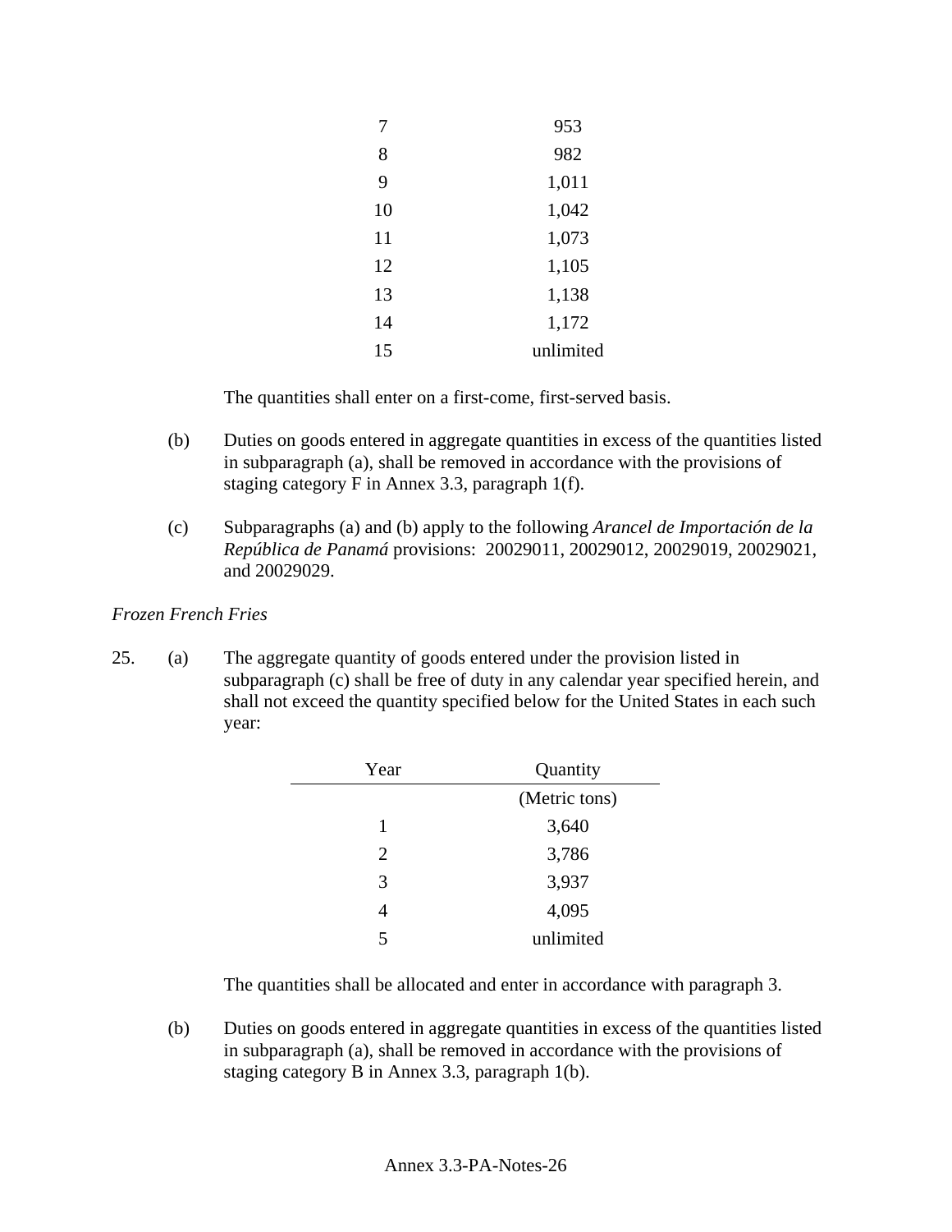| Year | Quantity |
|---|---|
| 7 | 953 |
| 8 | 982 |
| 9 | 1,011 |
| 10 | 1,042 |
| 11 | 1,073 |
| 12 | 1,105 |
| 13 | 1,138 |
| 14 | 1,172 |
| 15 | unlimited |

The quantities shall enter on a first-come, first-served basis.

(b) Duties on goods entered in aggregate quantities in excess of the quantities listed in subparagraph (a), shall be removed in accordance with the provisions of staging category F in Annex 3.3, paragraph 1(f).

(c) Subparagraphs (a) and (b) apply to the following *Arancel de Importación de la República de Panamá* provisions: 20029011, 20029012, 20029019, 20029021, and 20029029.

*Frozen French Fries*

25. (a) The aggregate quantity of goods entered under the provision listed in subparagraph (c) shall be free of duty in any calendar year specified herein, and shall not exceed the quantity specified below for the United States in each such year:

| Year | Quantity |
|---|---|
| | (Metric tons) |
| 1 | 3,640 |
| 2 | 3,786 |
| 3 | 3,937 |
| 4 | 4,095 |
| 5 | unlimited |

The quantities shall be allocated and enter in accordance with paragraph 3.

(b) Duties on goods entered in aggregate quantities in excess of the quantities listed in subparagraph (a), shall be removed in accordance with the provisions of staging category B in Annex 3.3, paragraph 1(b).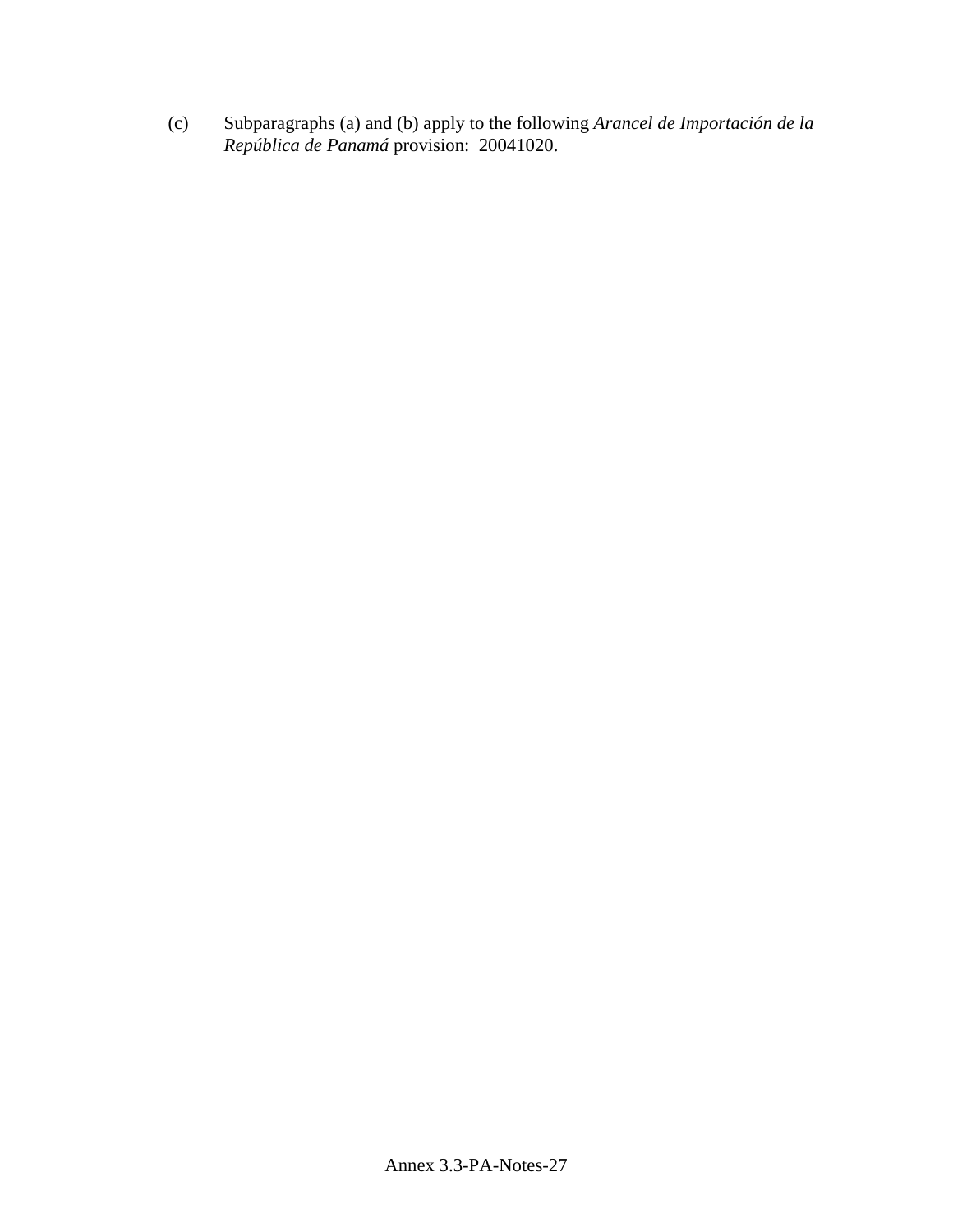(c) Subparagraphs (a) and (b) apply to the following *Arancel de Importación de la República de Panamá* provision: 20041020.